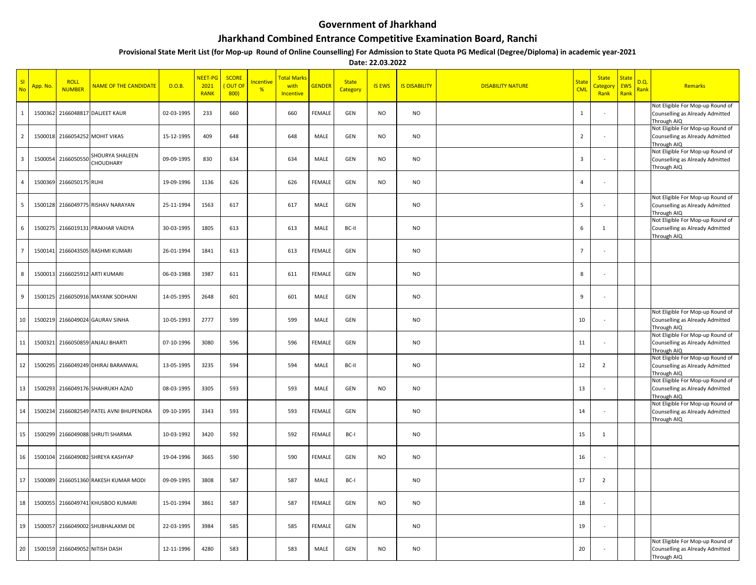# Government of Jharkhand

## Jharkhand Combined Entrance Competitive Examination Board, Ranchi

**Provisional State Merit List (for Mop-up Round of Online Counselling) For Admission to State Quota PG Medical (Degree/Diploma) in academic year-2021**

**Date: 22.03.2022**

| Sl No | App. No. | ROLL NUMBER | NAME OF THE CANDIDATE | D.O.B. | NEET-PG 2021 RANK | SCORE (OUT OF 800) | Incentive % | Total Marks with Incentive | GENDER | State Category | IS EWS | IS DISABILITY | DISABILITY NATURE | State CML | State Category Rank | State EWS Rank | D.Q. Rank | Remarks |
|---|---|---|---|---|---|---|---|---|---|---|---|---|---|---|---|---|---|---|
| 1 | 1500362 | 2166048817 | DALJEET KAUR | 02-03-1995 | 233 | 660 | | 660 | FEMALE | GEN | NO | NO | | 1 | - | | | Not Eligible For Mop-up Round of Counselling as Already Admitted Through AIQ |
| 2 | 1500018 | 2166054252 | MOHIT VIKAS | 15-12-1995 | 409 | 648 | | 648 | MALE | GEN | NO | NO | | 2 | - | | | Not Eligible For Mop-up Round of Counselling as Already Admitted Through AIQ |
| 3 | 1500054 | 2166050550 | SHOURYA SHALEEN CHOUDHARY | 09-09-1995 | 830 | 634 | | 634 | MALE | GEN | NO | NO | | 3 | - | | | Not Eligible For Mop-up Round of Counselling as Already Admitted Through AIQ |
| 4 | 1500369 | 2166050175 | RUHI | 19-09-1996 | 1136 | 626 | | 626 | FEMALE | GEN | NO | NO | | 4 | - | | | |
| 5 | 1500128 | 2166049775 | RISHAV NARAYAN | 25-11-1994 | 1563 | 617 | | 617 | MALE | GEN | | NO | | 5 | - | | | Not Eligible For Mop-up Round of Counselling as Already Admitted Through AIQ |
| 6 | 1500275 | 2166019131 | PRAKHAR VAIDYA | 30-03-1995 | 1805 | 613 | | 613 | MALE | BC-II | | NO | | 6 | 1 | | | Not Eligible For Mop-up Round of Counselling as Already Admitted Through AIQ |
| 7 | 1500141 | 2166043505 | RASHMI KUMARI | 26-01-1994 | 1841 | 613 | | 613 | FEMALE | GEN | | NO | | 7 | - | | | |
| 8 | 1500013 | 2166025912 | ARTI KUMARI | 06-03-1988 | 1987 | 611 | | 611 | FEMALE | GEN | | NO | | 8 | - | | | |
| 9 | 1500125 | 2166050916 | MAYANK SODHANI | 14-05-1995 | 2648 | 601 | | 601 | MALE | GEN | | NO | | 9 | - | | | |
| 10 | 1500219 | 2166049024 | GAURAV SINHA | 10-05-1993 | 2777 | 599 | | 599 | MALE | GEN | | NO | | 10 | - | | | Not Eligible For Mop-up Round of Counselling as Already Admitted Through AIQ |
| 11 | 1500321 | 2166050859 | ANJALI BHARTI | 07-10-1996 | 3080 | 596 | | 596 | FEMALE | GEN | | NO | | 11 | - | | | Not Eligible For Mop-up Round of Counselling as Already Admitted Through AIQ |
| 12 | 1500295 | 2166049249 | DHIRAJ BARANWAL | 13-05-1995 | 3235 | 594 | | 594 | MALE | BC-II | | NO | | 12 | 2 | | | Not Eligible For Mop-up Round of Counselling as Already Admitted Through AIQ |
| 13 | 1500293 | 2166049176 | SHAHRUKH AZAD | 08-03-1995 | 3305 | 593 | | 593 | MALE | GEN | NO | NO | | 13 | - | | | Not Eligible For Mop-up Round of Counselling as Already Admitted Through AIQ |
| 14 | 1500234 | 2166082549 | PATEL AVNI BHUPENDRA | 09-10-1995 | 3343 | 593 | | 593 | FEMALE | GEN | | NO | | 14 | - | | | Not Eligible For Mop-up Round of Counselling as Already Admitted Through AIQ |
| 15 | 1500299 | 2166049088 | SHRUTI SHARMA | 10-03-1992 | 3420 | 592 | | 592 | FEMALE | BC-I | | NO | | 15 | 1 | | | |
| 16 | 1500104 | 2166049082 | SHREYA KASHYAP | 19-04-1996 | 3665 | 590 | | 590 | FEMALE | GEN | NO | NO | | 16 | - | | | |
| 17 | 1500089 | 2166051360 | RAKESH KUMAR MODI | 09-09-1995 | 3808 | 587 | | 587 | MALE | BC-I | | NO | | 17 | 2 | | | |
| 18 | 1500055 | 2166049741 | KHUSBOO KUMARI | 15-01-1994 | 3861 | 587 | | 587 | FEMALE | GEN | NO | NO | | 18 | - | | | |
| 19 | 1500057 | 2166049002 | SHUBHALAXMI DE | 22-03-1995 | 3984 | 585 | | 585 | FEMALE | GEN | | NO | | 19 | - | | | |
| 20 | 1500159 | 2166049052 | NITISH DASH | 12-11-1996 | 4280 | 583 | | 583 | MALE | GEN | NO | NO | | 20 | - | | | Not Eligible For Mop-up Round of Counselling as Already Admitted Through AIQ |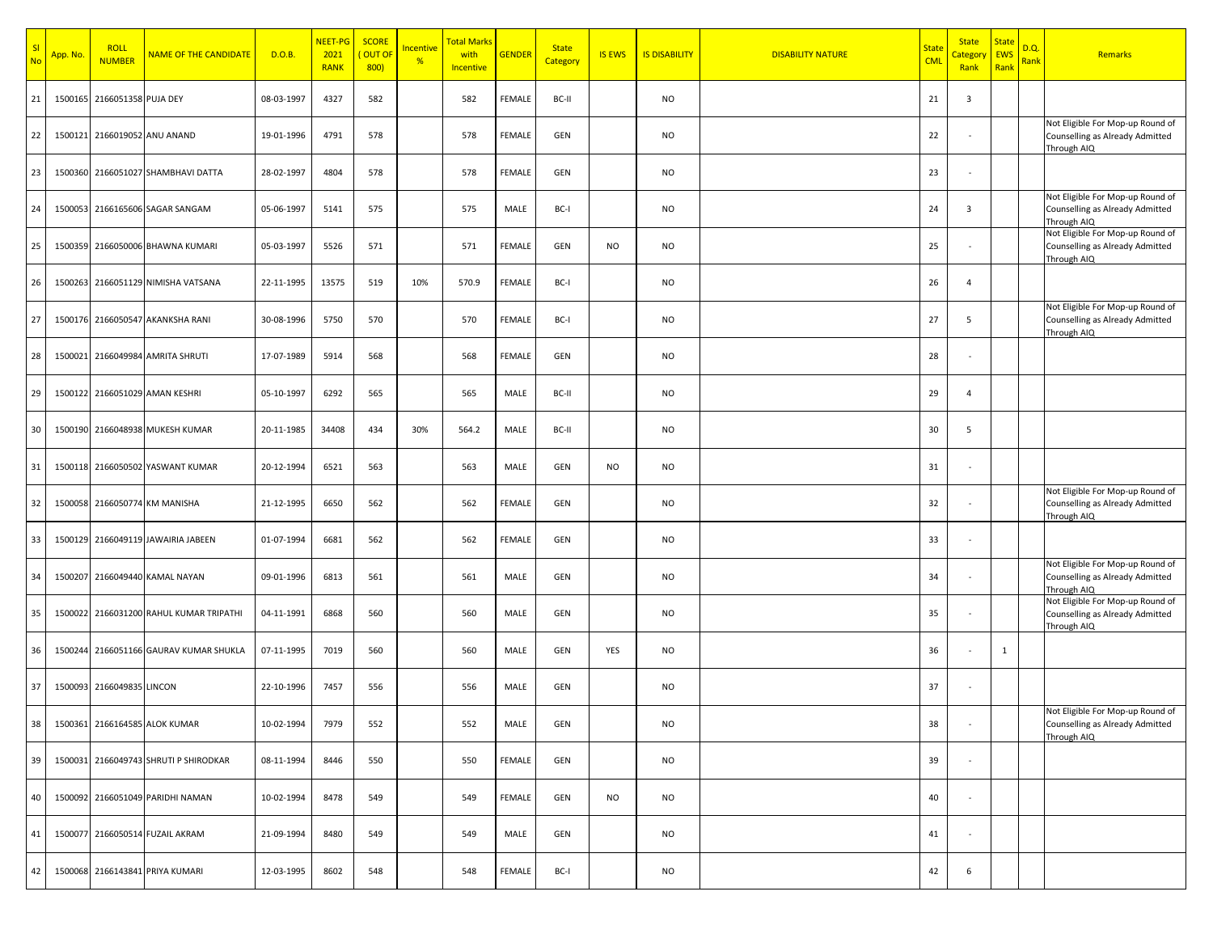| Sl No | App. No. | ROLL NUMBER | NAME OF THE CANDIDATE | D.O.B. | NEET-PG 2021 RANK | SCORE ( OUT OF 800) | Incentive % | Total Marks with Incentive | GENDER | State Category | IS EWS | IS DISABILITY | DISABILITY NATURE | State CML | State Category Rank | State EWS Rank | D.Q. Rank | Remarks |
|---|---|---|---|---|---|---|---|---|---|---|---|---|---|---|---|---|---|---|
| 21 | 1500165 | 2166051358 | PUJA DEY | 08-03-1997 | 4327 | 582 | | 582 | FEMALE | BC-II | | NO | | 21 | 3 | | | |
| 22 | 1500121 | 2166019052 | ANU ANAND | 19-01-1996 | 4791 | 578 | | 578 | FEMALE | GEN | | NO | | 22 | - | | | Not Eligible For Mop-up Round of Counselling as Already Admitted Through AIQ |
| 23 | 1500360 | 2166051027 | SHAMBHAVI DATTA | 28-02-1997 | 4804 | 578 | | 578 | FEMALE | GEN | | NO | | 23 | - | | | |
| 24 | 1500053 | 2166165606 | SAGAR SANGAM | 05-06-1997 | 5141 | 575 | | 575 | MALE | BC-I | | NO | | 24 | 3 | | | Not Eligible For Mop-up Round of Counselling as Already Admitted Through AIQ |
| 25 | 1500359 | 2166050006 | BHAWNA KUMARI | 05-03-1997 | 5526 | 571 | | 571 | FEMALE | GEN | NO | NO | | 25 | - | | | Not Eligible For Mop-up Round of Counselling as Already Admitted Through AIQ |
| 26 | 1500263 | 2166051129 | NIMISHA VATSANA | 22-11-1995 | 13575 | 519 | 10% | 570.9 | FEMALE | BC-I | | NO | | 26 | 4 | | | |
| 27 | 1500176 | 2166050547 | AKANKSHA RANI | 30-08-1996 | 5750 | 570 | | 570 | FEMALE | BC-I | | NO | | 27 | 5 | | | Not Eligible For Mop-up Round of Counselling as Already Admitted Through AIQ |
| 28 | 1500021 | 2166049984 | AMRITA SHRUTI | 17-07-1989 | 5914 | 568 | | 568 | FEMALE | GEN | | NO | | 28 | - | | | |
| 29 | 1500122 | 2166051029 | AMAN KESHRI | 05-10-1997 | 6292 | 565 | | 565 | MALE | BC-II | | NO | | 29 | 4 | | | |
| 30 | 1500190 | 2166048938 | MUKESH KUMAR | 20-11-1985 | 34408 | 434 | 30% | 564.2 | MALE | BC-II | | NO | | 30 | 5 | | | |
| 31 | 1500118 | 2166050502 | YASWANT KUMAR | 20-12-1994 | 6521 | 563 | | 563 | MALE | GEN | NO | NO | | 31 | - | | | |
| 32 | 1500058 | 2166050774 | KM MANISHA | 21-12-1995 | 6650 | 562 | | 562 | FEMALE | GEN | | NO | | 32 | - | | | Not Eligible For Mop-up Round of Counselling as Already Admitted Through AIQ |
| 33 | 1500129 | 2166049119 | JAWAIRIA JABEEN | 01-07-1994 | 6681 | 562 | | 562 | FEMALE | GEN | | NO | | 33 | - | | | |
| 34 | 1500207 | 2166049440 | KAMAL NAYAN | 09-01-1996 | 6813 | 561 | | 561 | MALE | GEN | | NO | | 34 | - | | | Not Eligible For Mop-up Round of Counselling as Already Admitted Through AIQ |
| 35 | 1500022 | 2166031200 | RAHUL KUMAR TRIPATHI | 04-11-1991 | 6868 | 560 | | 560 | MALE | GEN | | NO | | 35 | - | | | Not Eligible For Mop-up Round of Counselling as Already Admitted Through AIQ |
| 36 | 1500244 | 2166051166 | GAURAV KUMAR SHUKLA | 07-11-1995 | 7019 | 560 | | 560 | MALE | GEN | YES | NO | | 36 | - | 1 | | |
| 37 | 1500093 | 2166049835 | LINCON | 22-10-1996 | 7457 | 556 | | 556 | MALE | GEN | | NO | | 37 | - | | | |
| 38 | 1500361 | 2166164585 | ALOK KUMAR | 10-02-1994 | 7979 | 552 | | 552 | MALE | GEN | | NO | | 38 | - | | | Not Eligible For Mop-up Round of Counselling as Already Admitted Through AIQ |
| 39 | 1500031 | 2166049743 | SHRUTI P SHIRODKAR | 08-11-1994 | 8446 | 550 | | 550 | FEMALE | GEN | | NO | | 39 | - | | | |
| 40 | 1500092 | 2166051049 | PARIDHI NAMAN | 10-02-1994 | 8478 | 549 | | 549 | FEMALE | GEN | NO | NO | | 40 | - | | | |
| 41 | 1500077 | 2166050514 | FUZAIL AKRAM | 21-09-1994 | 8480 | 549 | | 549 | MALE | GEN | | NO | | 41 | - | | | |
| 42 | 1500068 | 2166143841 | PRIYA KUMARI | 12-03-1995 | 8602 | 548 | | 548 | FEMALE | BC-I | | NO | | 42 | 6 | | | |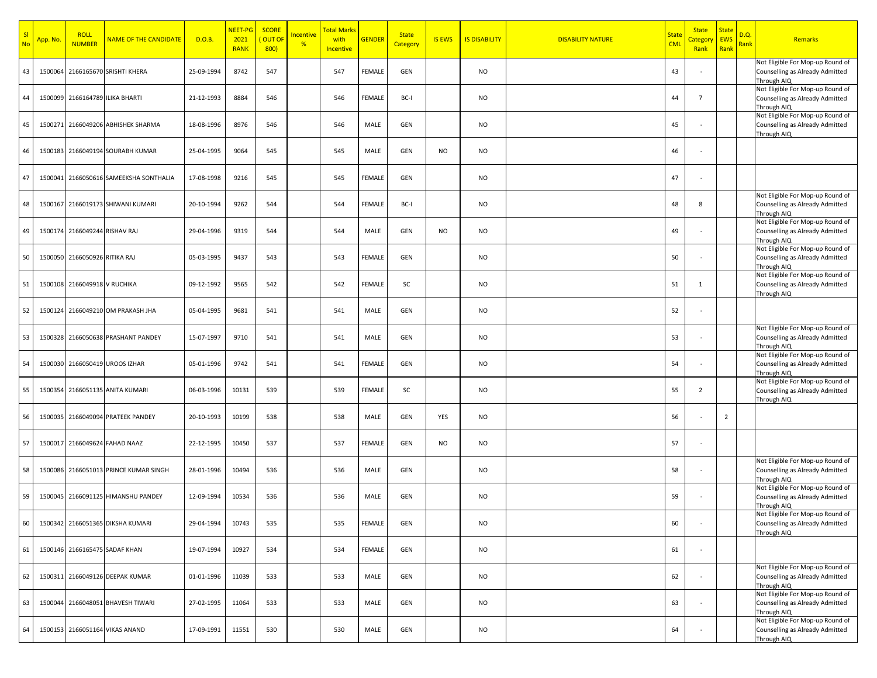| Sl No | App. No. | ROLL NUMBER | NAME OF THE CANDIDATE | D.O.B. | NEET-PG 2021 RANK | SCORE ( OUT OF 800) | Incentive % | Total Marks with Incentive | GENDER | State Category | IS EWS | IS DISABILITY | DISABILITY NATURE | State CML | State Category Rank | State EWS Rank | D.Q. Rank | Remarks |
|---|---|---|---|---|---|---|---|---|---|---|---|---|---|---|---|---|---|---|
| 43 | 1500064 | 2166165670 | SRISHTI KHERA | 25-09-1994 | 8742 | 547 | | 547 | FEMALE | GEN | | NO | | 43 | - | | | Not Eligible For Mop-up Round of Counselling as Already Admitted Through AIQ |
| 44 | 1500099 | 2166164789 | ILIKA BHARTI | 21-12-1993 | 8884 | 546 | | 546 | FEMALE | BC-I | | NO | | 44 | 7 | | | Not Eligible For Mop-up Round of Counselling as Already Admitted Through AIQ |
| 45 | 1500271 | 2166049206 | ABHISHEK SHARMA | 18-08-1996 | 8976 | 546 | | 546 | MALE | GEN | | NO | | 45 | - | | | Not Eligible For Mop-up Round of Counselling as Already Admitted Through AIQ |
| 46 | 1500183 | 2166049194 | SOURABH KUMAR | 25-04-1995 | 9064 | 545 | | 545 | MALE | GEN | NO | NO | | 46 | - | | | |
| 47 | 1500041 | 2166050616 | SAMEEKSHA SONTHALIA | 17-08-1998 | 9216 | 545 | | 545 | FEMALE | GEN | | NO | | 47 | - | | | |
| 48 | 1500167 | 2166019173 | SHIWANI KUMARI | 20-10-1994 | 9262 | 544 | | 544 | FEMALE | BC-I | | NO | | 48 | 8 | | | Not Eligible For Mop-up Round of Counselling as Already Admitted Through AIQ |
| 49 | 1500174 | 2166049244 | RISHAV RAJ | 29-04-1996 | 9319 | 544 | | 544 | MALE | GEN | NO | NO | | 49 | - | | | Not Eligible For Mop-up Round of Counselling as Already Admitted Through AIQ |
| 50 | 1500050 | 2166050926 | RITIKA RAJ | 05-03-1995 | 9437 | 543 | | 543 | FEMALE | GEN | | NO | | 50 | - | | | Not Eligible For Mop-up Round of Counselling as Already Admitted Through AIQ |
| 51 | 1500108 | 2166049918 | V RUCHIKA | 09-12-1992 | 9565 | 542 | | 542 | FEMALE | SC | | NO | | 51 | 1 | | | Not Eligible For Mop-up Round of Counselling as Already Admitted Through AIQ |
| 52 | 1500124 | 2166049210 | OM PRAKASH JHA | 05-04-1995 | 9681 | 541 | | 541 | MALE | GEN | | NO | | 52 | - | | | |
| 53 | 1500328 | 2166050638 | PRASHANT PANDEY | 15-07-1997 | 9710 | 541 | | 541 | MALE | GEN | | NO | | 53 | - | | | Not Eligible For Mop-up Round of Counselling as Already Admitted Through AIQ |
| 54 | 1500030 | 2166050419 | UROOS IZHAR | 05-01-1996 | 9742 | 541 | | 541 | FEMALE | GEN | | NO | | 54 | - | | | Not Eligible For Mop-up Round of Counselling as Already Admitted Through AIQ |
| 55 | 1500354 | 2166051135 | ANITA KUMARI | 06-03-1996 | 10131 | 539 | | 539 | FEMALE | SC | | NO | | 55 | 2 | | | Not Eligible For Mop-up Round of Counselling as Already Admitted Through AIQ |
| 56 | 1500035 | 2166049094 | PRATEEK PANDEY | 20-10-1993 | 10199 | 538 | | 538 | MALE | GEN | YES | NO | | 56 | - | 2 | | |
| 57 | 1500017 | 2166049624 | FAHAD NAAZ | 22-12-1995 | 10450 | 537 | | 537 | FEMALE | GEN | NO | NO | | 57 | - | | | |
| 58 | 1500086 | 2166051013 | PRINCE KUMAR SINGH | 28-01-1996 | 10494 | 536 | | 536 | MALE | GEN | | NO | | 58 | - | | | Not Eligible For Mop-up Round of Counselling as Already Admitted Through AIQ |
| 59 | 1500045 | 2166091125 | HIMANSHU PANDEY | 12-09-1994 | 10534 | 536 | | 536 | MALE | GEN | | NO | | 59 | - | | | Not Eligible For Mop-up Round of Counselling as Already Admitted Through AIQ |
| 60 | 1500342 | 2166051365 | DIKSHA KUMARI | 29-04-1994 | 10743 | 535 | | 535 | FEMALE | GEN | | NO | | 60 | - | | | Not Eligible For Mop-up Round of Counselling as Already Admitted Through AIQ |
| 61 | 1500146 | 2166165475 | SADAF KHAN | 19-07-1994 | 10927 | 534 | | 534 | FEMALE | GEN | | NO | | 61 | - | | | |
| 62 | 1500311 | 2166049126 | DEEPAK KUMAR | 01-01-1996 | 11039 | 533 | | 533 | MALE | GEN | | NO | | 62 | - | | | Not Eligible For Mop-up Round of Counselling as Already Admitted Through AIQ |
| 63 | 1500044 | 2166048051 | BHAVESH TIWARI | 27-02-1995 | 11064 | 533 | | 533 | MALE | GEN | | NO | | 63 | - | | | Not Eligible For Mop-up Round of Counselling as Already Admitted Through AIQ |
| 64 | 1500153 | 2166051164 | VIKAS ANAND | 17-09-1991 | 11551 | 530 | | 530 | MALE | GEN | | NO | | 64 | - | | | Not Eligible For Mop-up Round of Counselling as Already Admitted Through AIQ |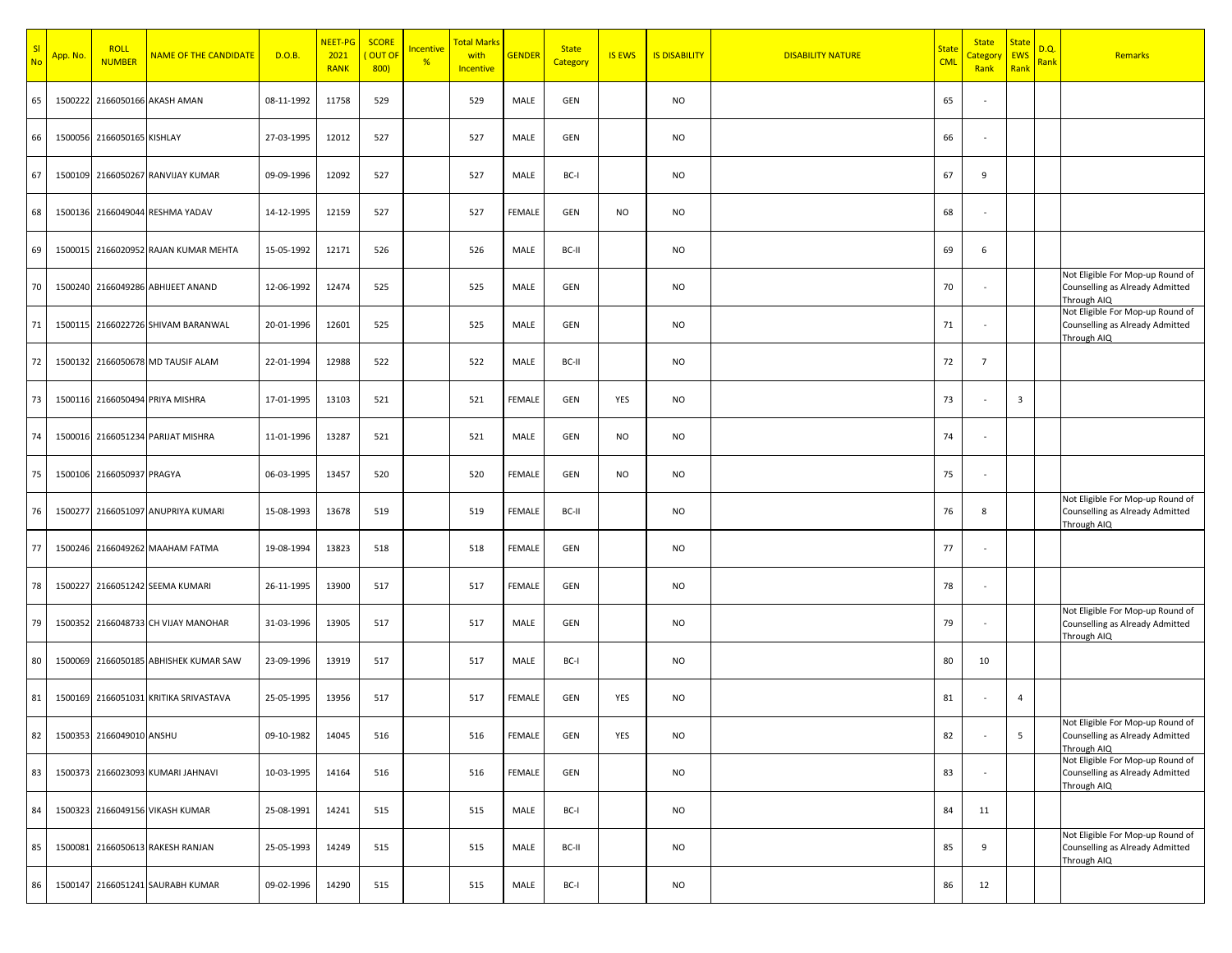| Sl No | App. No. | ROLL NUMBER | NAME OF THE CANDIDATE | D.O.B. | NEET-PG 2021 RANK | SCORE ( OUT OF 800) | Incentive % | Total Marks with Incentive | GENDER | State Category | IS EWS | IS DISABILITY | DISABILITY NATURE | State CML | State Category Rank | State EWS Rank | D.Q. Rank | Remarks |
|---|---|---|---|---|---|---|---|---|---|---|---|---|---|---|---|---|---|---|
| 65 | 1500222 | 2166050166 | AKASH AMAN | 08-11-1992 | 11758 | 529 | | 529 | MALE | GEN | | NO | | 65 | - | | | |
| 66 | 1500056 | 2166050165 | KISHLAY | 27-03-1995 | 12012 | 527 | | 527 | MALE | GEN | | NO | | 66 | - | | | |
| 67 | 1500109 | 2166050267 | RANVIJAY KUMAR | 09-09-1996 | 12092 | 527 | | 527 | MALE | BC-I | | NO | | 67 | 9 | | | |
| 68 | 1500136 | 2166049044 | RESHMA YADAV | 14-12-1995 | 12159 | 527 | | 527 | FEMALE | GEN | NO | NO | | 68 | - | | | |
| 69 | 1500015 | 2166020952 | RAJAN KUMAR MEHTA | 15-05-1992 | 12171 | 526 | | 526 | MALE | BC-II | | NO | | 69 | 6 | | | |
| 70 | 1500240 | 2166049286 | ABHIJEET ANAND | 12-06-1992 | 12474 | 525 | | 525 | MALE | GEN | | NO | | 70 | - | | | Not Eligible For Mop-up Round of Counselling as Already Admitted Through AIQ |
| 71 | 1500115 | 2166022726 | SHIVAM BARANWAL | 20-01-1996 | 12601 | 525 | | 525 | MALE | GEN | | NO | | 71 | - | | | Not Eligible For Mop-up Round of Counselling as Already Admitted Through AIQ |
| 72 | 1500132 | 2166050678 | MD TAUSIF ALAM | 22-01-1994 | 12988 | 522 | | 522 | MALE | BC-II | | NO | | 72 | 7 | | | |
| 73 | 1500116 | 2166050494 | PRIYA MISHRA | 17-01-1995 | 13103 | 521 | | 521 | FEMALE | GEN | YES | NO | | 73 | - | 3 | | |
| 74 | 1500016 | 2166051234 | PARIJAT MISHRA | 11-01-1996 | 13287 | 521 | | 521 | MALE | GEN | NO | NO | | 74 | - | | | |
| 75 | 1500106 | 2166050937 | PRAGYA | 06-03-1995 | 13457 | 520 | | 520 | FEMALE | GEN | NO | NO | | 75 | - | | | |
| 76 | 1500277 | 2166051097 | ANUPRIYA KUMARI | 15-08-1993 | 13678 | 519 | | 519 | FEMALE | BC-II | | NO | | 76 | 8 | | | Not Eligible For Mop-up Round of Counselling as Already Admitted Through AIQ |
| 77 | 1500246 | 2166049262 | MAAHAM FATMA | 19-08-1994 | 13823 | 518 | | 518 | FEMALE | GEN | | NO | | 77 | - | | | |
| 78 | 1500227 | 2166051242 | SEEMA KUMARI | 26-11-1995 | 13900 | 517 | | 517 | FEMALE | GEN | | NO | | 78 | - | | | |
| 79 | 1500352 | 2166048733 | CH VIJAY MANOHAR | 31-03-1996 | 13905 | 517 | | 517 | MALE | GEN | | NO | | 79 | - | | | Not Eligible For Mop-up Round of Counselling as Already Admitted Through AIQ |
| 80 | 1500069 | 2166050185 | ABHISHEK KUMAR SAW | 23-09-1996 | 13919 | 517 | | 517 | MALE | BC-I | | NO | | 80 | 10 | | | |
| 81 | 1500169 | 2166051031 | KRITIKA SRIVASTAVA | 25-05-1995 | 13956 | 517 | | 517 | FEMALE | GEN | YES | NO | | 81 | - | 4 | | |
| 82 | 1500353 | 2166049010 | ANSHU | 09-10-1982 | 14045 | 516 | | 516 | FEMALE | GEN | YES | NO | | 82 | - | 5 | | Not Eligible For Mop-up Round of Counselling as Already Admitted Through AIQ |
| 83 | 1500373 | 2166023093 | KUMARI JAHNAVI | 10-03-1995 | 14164 | 516 | | 516 | FEMALE | GEN | | NO | | 83 | - | | | Not Eligible For Mop-up Round of Counselling as Already Admitted Through AIQ |
| 84 | 1500323 | 2166049156 | VIKASH KUMAR | 25-08-1991 | 14241 | 515 | | 515 | MALE | BC-I | | NO | | 84 | 11 | | | |
| 85 | 1500081 | 2166050613 | RAKESH RANJAN | 25-05-1993 | 14249 | 515 | | 515 | MALE | BC-II | | NO | | 85 | 9 | | | Not Eligible For Mop-up Round of Counselling as Already Admitted Through AIQ |
| 86 | 1500147 | 2166051241 | SAURABH KUMAR | 09-02-1996 | 14290 | 515 | | 515 | MALE | BC-I | | NO | | 86 | 12 | | | |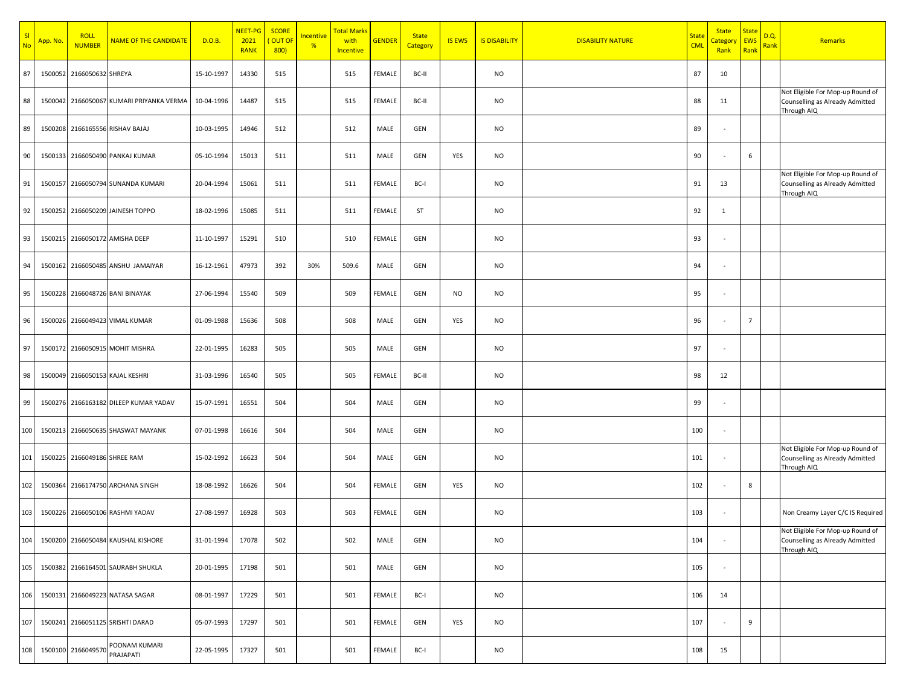| Sl No | App. No. | ROLL NUMBER | NAME OF THE CANDIDATE | D.O.B. | NEET-PG 2021 RANK | SCORE ( OUT OF 800) | Incentive % | Total Marks with Incentive | GENDER | State Category | IS EWS | IS DISABILITY | DISABILITY NATURE | State CML | State Category Rank | State EWS Rank | D.Q. Rank | Remarks |
|---|---|---|---|---|---|---|---|---|---|---|---|---|---|---|---|---|---|---|
| 87 | 1500052 | 2166050632 | SHREYA | 15-10-1997 | 14330 | 515 | | 515 | FEMALE | BC-II | | NO | | 87 | 10 | | | |
| 88 | 1500042 | 2166050067 | KUMARI PRIYANKA VERMA | 10-04-1996 | 14487 | 515 | | 515 | FEMALE | BC-II | | NO | | 88 | 11 | | | Not Eligible For Mop-up Round of Counselling as Already Admitted Through AIQ |
| 89 | 1500208 | 2166165556 | RISHAV BAJAJ | 10-03-1995 | 14946 | 512 | | 512 | MALE | GEN | | NO | | 89 | - | | | |
| 90 | 1500133 | 2166050490 | PANKAJ KUMAR | 05-10-1994 | 15013 | 511 | | 511 | MALE | GEN | YES | NO | | 90 | - | 6 | | |
| 91 | 1500157 | 2166050794 | SUNANDA KUMARI | 20-04-1994 | 15061 | 511 | | 511 | FEMALE | BC-I | | NO | | 91 | 13 | | | Not Eligible For Mop-up Round of Counselling as Already Admitted Through AIQ |
| 92 | 1500252 | 2166050209 | JAINESH TOPPO | 18-02-1996 | 15085 | 511 | | 511 | FEMALE | ST | | NO | | 92 | 1 | | | |
| 93 | 1500215 | 2166050172 | AMISHA DEEP | 11-10-1997 | 15291 | 510 | | 510 | FEMALE | GEN | | NO | | 93 | - | | | |
| 94 | 1500162 | 2166050485 | ANSHU JAMAIYAR | 16-12-1961 | 47973 | 392 | 30% | 509.6 | MALE | GEN | | NO | | 94 | - | | | |
| 95 | 1500228 | 2166048726 | BANI BINAYAK | 27-06-1994 | 15540 | 509 | | 509 | FEMALE | GEN | NO | NO | | 95 | - | | | |
| 96 | 1500026 | 2166049423 | VIMAL KUMAR | 01-09-1988 | 15636 | 508 | | 508 | MALE | GEN | YES | NO | | 96 | - | 7 | | |
| 97 | 1500172 | 2166050915 | MOHIT MISHRA | 22-01-1995 | 16283 | 505 | | 505 | MALE | GEN | | NO | | 97 | - | | | |
| 98 | 1500049 | 2166050153 | KAJAL KESHRI | 31-03-1996 | 16540 | 505 | | 505 | FEMALE | BC-II | | NO | | 98 | 12 | | | |
| 99 | 1500276 | 2166163182 | DILEEP KUMAR YADAV | 15-07-1991 | 16551 | 504 | | 504 | MALE | GEN | | NO | | 99 | - | | | |
| 100 | 1500213 | 2166050635 | SHASWAT MAYANK | 07-01-1998 | 16616 | 504 | | 504 | MALE | GEN | | NO | | 100 | - | | | |
| 101 | 1500225 | 2166049186 | SHREE RAM | 15-02-1992 | 16623 | 504 | | 504 | MALE | GEN | | NO | | 101 | - | | | Not Eligible For Mop-up Round of Counselling as Already Admitted Through AIQ |
| 102 | 1500364 | 2166174750 | ARCHANA SINGH | 18-08-1992 | 16626 | 504 | | 504 | FEMALE | GEN | YES | NO | | 102 | - | 8 | | |
| 103 | 1500226 | 2166050106 | RASHMI YADAV | 27-08-1997 | 16928 | 503 | | 503 | FEMALE | GEN | | NO | | 103 | - | | | Non Creamy Layer C/C IS Required |
| 104 | 1500200 | 2166050484 | KAUSHAL KISHORE | 31-01-1994 | 17078 | 502 | | 502 | MALE | GEN | | NO | | 104 | - | | | Not Eligible For Mop-up Round of Counselling as Already Admitted Through AIQ |
| 105 | 1500382 | 2166164501 | SAURABH SHUKLA | 20-01-1995 | 17198 | 501 | | 501 | MALE | GEN | | NO | | 105 | - | | | |
| 106 | 1500131 | 2166049223 | NATASA SAGAR | 08-01-1997 | 17229 | 501 | | 501 | FEMALE | BC-I | | NO | | 106 | 14 | | | |
| 107 | 1500241 | 2166051125 | SRISHTI DARAD | 05-07-1993 | 17297 | 501 | | 501 | FEMALE | GEN | YES | NO | | 107 | - | 9 | | |
| 108 | 1500100 | 2166049570 | POONAM KUMARI PRAJAPATI | 22-05-1995 | 17327 | 501 | | 501 | FEMALE | BC-I | | NO | | 108 | 15 | | | |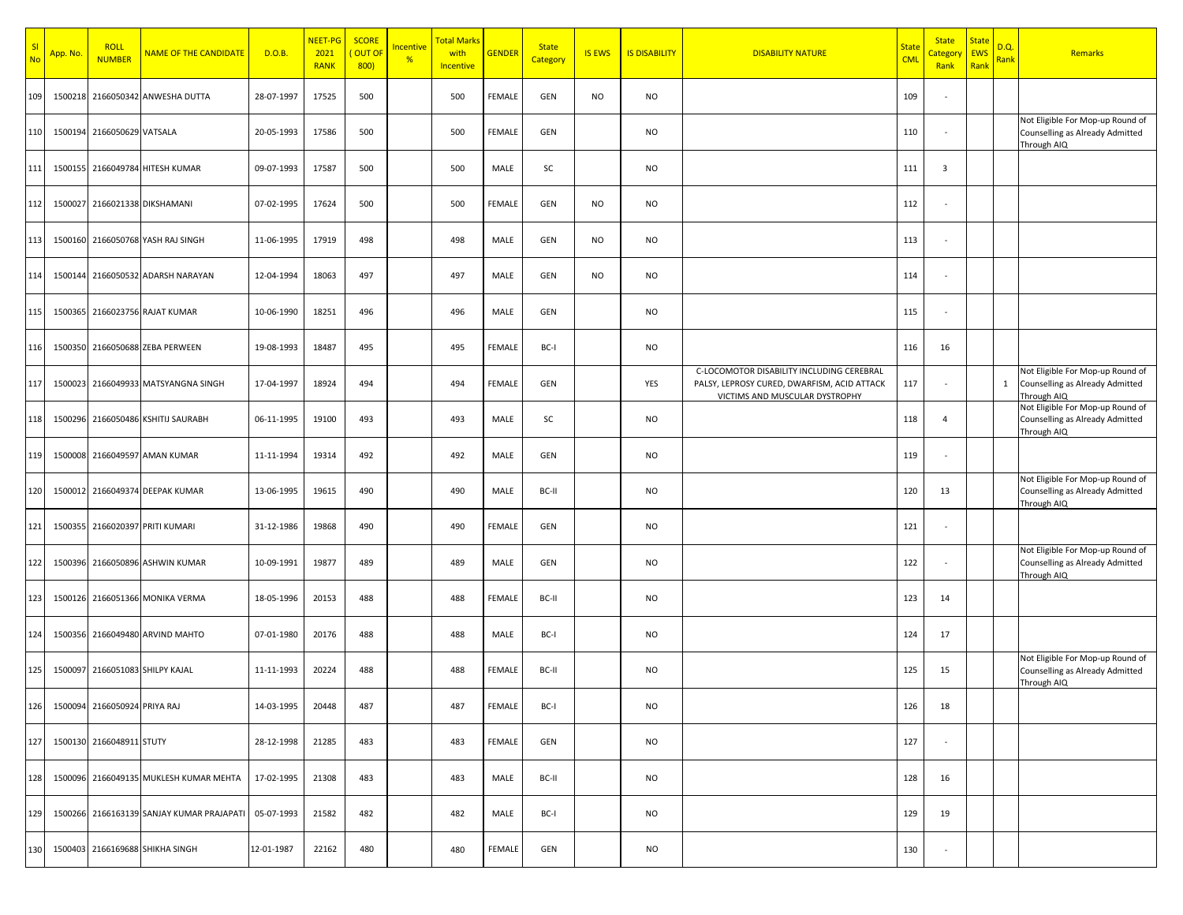| Sl No | App. No. | ROLL NUMBER | NAME OF THE CANDIDATE | D.O.B. | NEET-PG 2021 RANK | SCORE ( OUT OF 800) | Incentive % | Total Marks with Incentive | GENDER | State Category | IS EWS | IS DISABILITY | DISABILITY NATURE | State CML | State Category Rank | State EWS Rank | D.Q. Rank | Remarks |
|---|---|---|---|---|---|---|---|---|---|---|---|---|---|---|---|---|---|---|
| 109 | 1500218 | 2166050342 | ANWESHA DUTTA | 28-07-1997 | 17525 | 500 | | 500 | FEMALE | GEN | NO | NO | | 109 | - | | | |
| 110 | 1500194 | 2166050629 | VATSALA | 20-05-1993 | 17586 | 500 | | 500 | FEMALE | GEN | | NO | | 110 | - | | | Not Eligible For Mop-up Round of Counselling as Already Admitted Through AIQ |
| 111 | 1500155 | 2166049784 | HITESH KUMAR | 09-07-1993 | 17587 | 500 | | 500 | MALE | SC | | NO | | 111 | 3 | | | |
| 112 | 1500027 | 2166021338 | DIKSHAMANI | 07-02-1995 | 17624 | 500 | | 500 | FEMALE | GEN | NO | NO | | 112 | - | | | |
| 113 | 1500160 | 2166050768 | YASH RAJ SINGH | 11-06-1995 | 17919 | 498 | | 498 | MALE | GEN | NO | NO | | 113 | - | | | |
| 114 | 1500144 | 2166050532 | ADARSH NARAYAN | 12-04-1994 | 18063 | 497 | | 497 | MALE | GEN | NO | NO | | 114 | - | | | |
| 115 | 1500365 | 2166023756 | RAJAT KUMAR | 10-06-1990 | 18251 | 496 | | 496 | MALE | GEN | | NO | | 115 | - | | | |
| 116 | 1500350 | 2166050688 | ZEBA PERWEEN | 19-08-1993 | 18487 | 495 | | 495 | FEMALE | BC-I | | NO | | 116 | 16 | | | |
| 117 | 1500023 | 2166049933 | MATSYANGNA SINGH | 17-04-1997 | 18924 | 494 | | 494 | FEMALE | GEN | | YES | C-LOCOMOTOR DISABILITY INCLUDING CEREBRAL PALSY, LEPROSY CURED, DWARFISM, ACID ATTACK VICTIMS AND MUSCULAR DYSTROPHY | 117 | - | | 1 | Not Eligible For Mop-up Round of Counselling as Already Admitted Through AIQ |
| 118 | 1500296 | 2166050486 | KSHITIJ SAURABH | 06-11-1995 | 19100 | 493 | | 493 | MALE | SC | | NO | | 118 | 4 | | | Not Eligible For Mop-up Round of Counselling as Already Admitted Through AIQ |
| 119 | 1500008 | 2166049597 | AMAN KUMAR | 11-11-1994 | 19314 | 492 | | 492 | MALE | GEN | | NO | | 119 | - | | | |
| 120 | 1500012 | 2166049374 | DEEPAK KUMAR | 13-06-1995 | 19615 | 490 | | 490 | MALE | BC-II | | NO | | 120 | 13 | | | Not Eligible For Mop-up Round of Counselling as Already Admitted Through AIQ |
| 121 | 1500355 | 2166020397 | PRITI KUMARI | 31-12-1986 | 19868 | 490 | | 490 | FEMALE | GEN | | NO | | 121 | - | | | |
| 122 | 1500396 | 2166050896 | ASHWIN KUMAR | 10-09-1991 | 19877 | 489 | | 489 | MALE | GEN | | NO | | 122 | - | | | Not Eligible For Mop-up Round of Counselling as Already Admitted Through AIQ |
| 123 | 1500126 | 2166051366 | MONIKA VERMA | 18-05-1996 | 20153 | 488 | | 488 | FEMALE | BC-II | | NO | | 123 | 14 | | | |
| 124 | 1500356 | 2166049480 | ARVIND MAHTO | 07-01-1980 | 20176 | 488 | | 488 | MALE | BC-I | | NO | | 124 | 17 | | | |
| 125 | 1500097 | 2166051083 | SHILPY KAJAL | 11-11-1993 | 20224 | 488 | | 488 | FEMALE | BC-II | | NO | | 125 | 15 | | | Not Eligible For Mop-up Round of Counselling as Already Admitted Through AIQ |
| 126 | 1500094 | 2166050924 | PRIYA RAJ | 14-03-1995 | 20448 | 487 | | 487 | FEMALE | BC-I | | NO | | 126 | 18 | | | |
| 127 | 1500130 | 2166048911 | STUTY | 28-12-1998 | 21285 | 483 | | 483 | FEMALE | GEN | | NO | | 127 | - | | | |
| 128 | 1500096 | 2166049135 | MUKLESH KUMAR MEHTA | 17-02-1995 | 21308 | 483 | | 483 | MALE | BC-II | | NO | | 128 | 16 | | | |
| 129 | 1500266 | 2166163139 | SANJAY KUMAR PRAJAPATI | 05-07-1993 | 21582 | 482 | | 482 | MALE | BC-I | | NO | | 129 | 19 | | | |
| 130 | 1500403 | 2166169688 | SHIKHA SINGH | 12-01-1987 | 22162 | 480 | | 480 | FEMALE | GEN | | NO | | 130 | - | | | |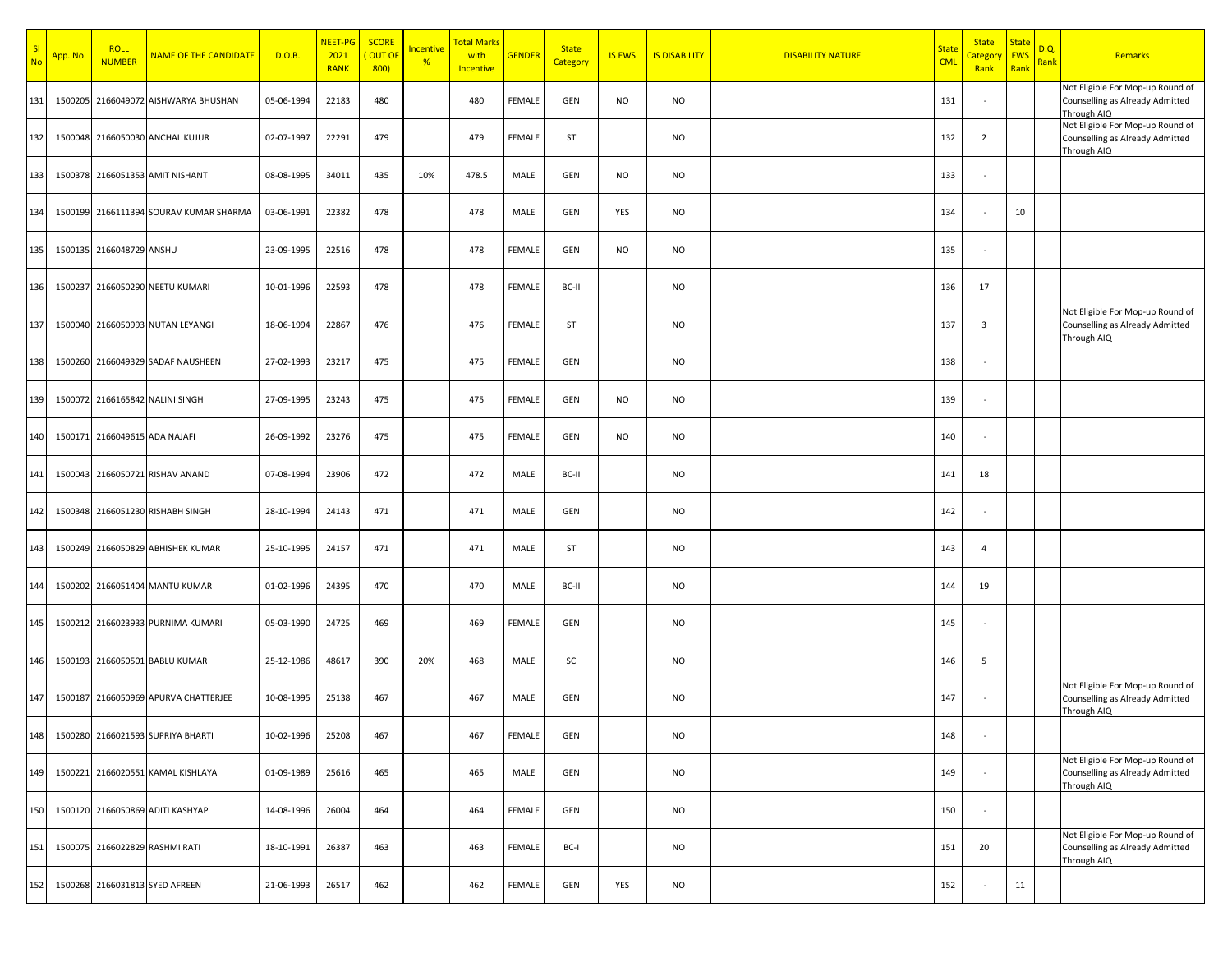| Sl No | App. No. | ROLL NUMBER | NAME OF THE CANDIDATE | D.O.B. | NEET-PG 2021 RANK | SCORE ( OUT OF 800) | Incentive % | Total Marks with Incentive | GENDER | State Category | IS EWS | IS DISABILITY | DISABILITY NATURE | State CML | State Category Rank | State EWS Rank | D.Q. Rank | Remarks |
|---|---|---|---|---|---|---|---|---|---|---|---|---|---|---|---|---|---|---|
| 131 | 1500205 | 2166049072 | AISHWARYA BHUSHAN | 05-06-1994 | 22183 | 480 | | 480 | FEMALE | GEN | NO | NO | | 131 | - | | | Not Eligible For Mop-up Round of Counselling as Already Admitted Through AIQ |
| 132 | 1500048 | 2166050030 | ANCHAL KUJUR | 02-07-1997 | 22291 | 479 | | 479 | FEMALE | ST | | NO | | 132 | 2 | | | Not Eligible For Mop-up Round of Counselling as Already Admitted Through AIQ |
| 133 | 1500378 | 2166051353 | AMIT NISHANT | 08-08-1995 | 34011 | 435 | 10% | 478.5 | MALE | GEN | NO | NO | | 133 | - | | | |
| 134 | 1500199 | 2166111394 | SOURAV KUMAR SHARMA | 03-06-1991 | 22382 | 478 | | 478 | MALE | GEN | YES | NO | | 134 | - | 10 | | |
| 135 | 1500135 | 2166048729 | ANSHU | 23-09-1995 | 22516 | 478 | | 478 | FEMALE | GEN | NO | NO | | 135 | - | | | |
| 136 | 1500237 | 2166050290 | NEETU KUMARI | 10-01-1996 | 22593 | 478 | | 478 | FEMALE | BC-II | | NO | | 136 | 17 | | | |
| 137 | 1500040 | 2166050993 | NUTAN LEYANGI | 18-06-1994 | 22867 | 476 | | 476 | FEMALE | ST | | NO | | 137 | 3 | | | Not Eligible For Mop-up Round of Counselling as Already Admitted Through AIQ |
| 138 | 1500260 | 2166049329 | SADAF NAUSHEEN | 27-02-1993 | 23217 | 475 | | 475 | FEMALE | GEN | | NO | | 138 | - | | | |
| 139 | 1500072 | 2166165842 | NALINI SINGH | 27-09-1995 | 23243 | 475 | | 475 | FEMALE | GEN | NO | NO | | 139 | - | | | |
| 140 | 1500171 | 2166049615 | ADA NAJAFI | 26-09-1992 | 23276 | 475 | | 475 | FEMALE | GEN | NO | NO | | 140 | - | | | |
| 141 | 1500043 | 2166050721 | RISHAV ANAND | 07-08-1994 | 23906 | 472 | | 472 | MALE | BC-II | | NO | | 141 | 18 | | | |
| 142 | 1500348 | 2166051230 | RISHABH SINGH | 28-10-1994 | 24143 | 471 | | 471 | MALE | GEN | | NO | | 142 | - | | | |
| 143 | 1500249 | 2166050829 | ABHISHEK KUMAR | 25-10-1995 | 24157 | 471 | | 471 | MALE | ST | | NO | | 143 | 4 | | | |
| 144 | 1500202 | 2166051404 | MANTU KUMAR | 01-02-1996 | 24395 | 470 | | 470 | MALE | BC-II | | NO | | 144 | 19 | | | |
| 145 | 1500212 | 2166023933 | PURNIMA KUMARI | 05-03-1990 | 24725 | 469 | | 469 | FEMALE | GEN | | NO | | 145 | - | | | |
| 146 | 1500193 | 2166050501 | BABLU KUMAR | 25-12-1986 | 48617 | 390 | 20% | 468 | MALE | SC | | NO | | 146 | 5 | | | |
| 147 | 1500187 | 2166050969 | APURVA CHATTERJEE | 10-08-1995 | 25138 | 467 | | 467 | MALE | GEN | | NO | | 147 | - | | | Not Eligible For Mop-up Round of Counselling as Already Admitted Through AIQ |
| 148 | 1500280 | 2166021593 | SUPRIYA BHARTI | 10-02-1996 | 25208 | 467 | | 467 | FEMALE | GEN | | NO | | 148 | - | | | |
| 149 | 1500221 | 2166020551 | KAMAL KISHLAYA | 01-09-1989 | 25616 | 465 | | 465 | MALE | GEN | | NO | | 149 | - | | | Not Eligible For Mop-up Round of Counselling as Already Admitted Through AIQ |
| 150 | 1500120 | 2166050869 | ADITI KASHYAP | 14-08-1996 | 26004 | 464 | | 464 | FEMALE | GEN | | NO | | 150 | - | | | |
| 151 | 1500075 | 2166022829 | RASHMI RATI | 18-10-1991 | 26387 | 463 | | 463 | FEMALE | BC-I | | NO | | 151 | 20 | | | Not Eligible For Mop-up Round of Counselling as Already Admitted Through AIQ |
| 152 | 1500268 | 2166031813 | SYED AFREEN | 21-06-1993 | 26517 | 462 | | 462 | FEMALE | GEN | YES | NO | | 152 | - | 11 | | |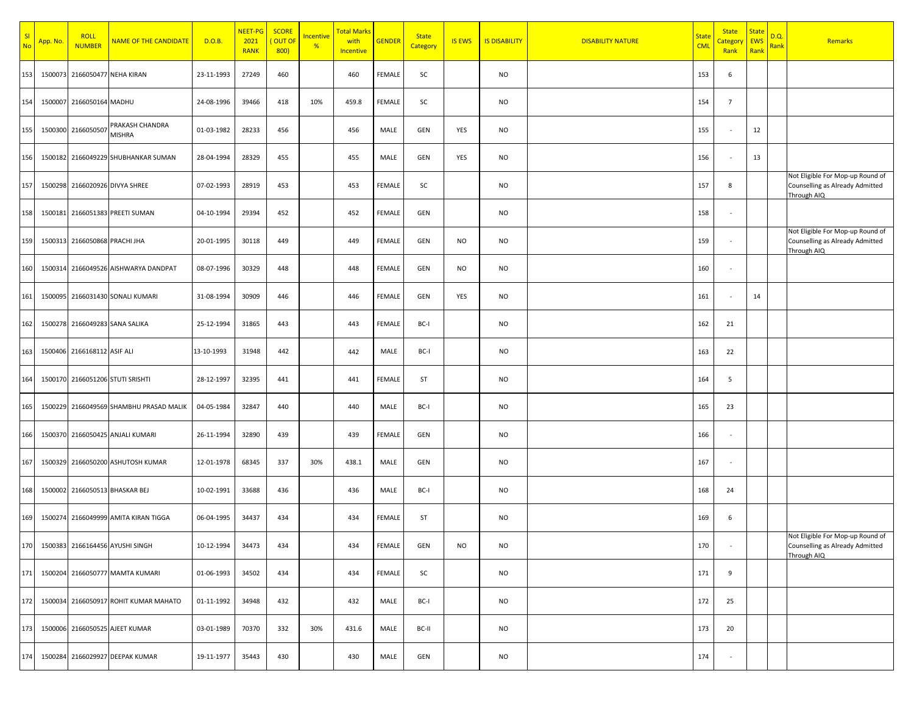| Sl No | App. No. | ROLL NUMBER | NAME OF THE CANDIDATE | D.O.B. | NEET-PG 2021 RANK | SCORE ( OUT OF 800) | Incentive % | Total Marks with Incentive | GENDER | State Category | IS EWS | IS DISABILITY | DISABILITY NATURE | State CML | State Category Rank | State EWS Rank | D.Q. Rank | Remarks |
|---|---|---|---|---|---|---|---|---|---|---|---|---|---|---|---|---|---|---|
| 153 | 1500073 | 2166050477 | NEHA KIRAN | 23-11-1993 | 27249 | 460 | | 460 | FEMALE | SC | | NO | | 153 | 6 | | | |
| 154 | 1500007 | 2166050164 | MADHU | 24-08-1996 | 39466 | 418 | 10% | 459.8 | FEMALE | SC | | NO | | 154 | 7 | | | |
| 155 | 1500300 | 2166050507 | PRAKASH CHANDRA MISHRA | 01-03-1982 | 28233 | 456 | | 456 | MALE | GEN | YES | NO | | 155 | - | 12 | | |
| 156 | 1500182 | 2166049229 | SHUBHANKAR SUMAN | 28-04-1994 | 28329 | 455 | | 455 | MALE | GEN | YES | NO | | 156 | - | 13 | | |
| 157 | 1500298 | 2166020926 | DIVYA SHREE | 07-02-1993 | 28919 | 453 | | 453 | FEMALE | SC | | NO | | 157 | 8 | | | Not Eligible For Mop-up Round of Counselling as Already Admitted Through AIQ |
| 158 | 1500181 | 2166051383 | PREETI SUMAN | 04-10-1994 | 29394 | 452 | | 452 | FEMALE | GEN | | NO | | 158 | - | | | |
| 159 | 1500313 | 2166050868 | PRACHI JHA | 20-01-1995 | 30118 | 449 | | 449 | FEMALE | GEN | NO | NO | | 159 | - | | | Not Eligible For Mop-up Round of Counselling as Already Admitted Through AIQ |
| 160 | 1500314 | 2166049526 | AISHWARYA DANDPAT | 08-07-1996 | 30329 | 448 | | 448 | FEMALE | GEN | NO | NO | | 160 | - | | | |
| 161 | 1500095 | 2166031430 | SONALI KUMARI | 31-08-1994 | 30909 | 446 | | 446 | FEMALE | GEN | YES | NO | | 161 | - | 14 | | |
| 162 | 1500278 | 2166049283 | SANA SALIKA | 25-12-1994 | 31865 | 443 | | 443 | FEMALE | BC-I | | NO | | 162 | 21 | | | |
| 163 | 1500406 | 2166168112 | ASIF ALI | 13-10-1993 | 31948 | 442 | | 442 | MALE | BC-I | | NO | | 163 | 22 | | | |
| 164 | 1500170 | 2166051206 | STUTI SRISHTI | 28-12-1997 | 32395 | 441 | | 441 | FEMALE | ST | | NO | | 164 | 5 | | | |
| 165 | 1500229 | 2166049569 | SHAMBHU PRASAD MALIK | 04-05-1984 | 32847 | 440 | | 440 | MALE | BC-I | | NO | | 165 | 23 | | | |
| 166 | 1500370 | 2166050425 | ANJALI KUMARI | 26-11-1994 | 32890 | 439 | | 439 | FEMALE | GEN | | NO | | 166 | - | | | |
| 167 | 1500329 | 2166050200 | ASHUTOSH KUMAR | 12-01-1978 | 68345 | 337 | 30% | 438.1 | MALE | GEN | | NO | | 167 | - | | | |
| 168 | 1500002 | 2166050513 | BHASKAR BEJ | 10-02-1991 | 33688 | 436 | | 436 | MALE | BC-I | | NO | | 168 | 24 | | | |
| 169 | 1500274 | 2166049999 | AMITA KIRAN TIGGA | 06-04-1995 | 34437 | 434 | | 434 | FEMALE | ST | | NO | | 169 | 6 | | | |
| 170 | 1500383 | 2166164456 | AYUSHI SINGH | 10-12-1994 | 34473 | 434 | | 434 | FEMALE | GEN | NO | NO | | 170 | - | | | Not Eligible For Mop-up Round of Counselling as Already Admitted Through AIQ |
| 171 | 1500204 | 2166050777 | MAMTA KUMARI | 01-06-1993 | 34502 | 434 | | 434 | FEMALE | SC | | NO | | 171 | 9 | | | |
| 172 | 1500034 | 2166050917 | ROHIT KUMAR MAHATO | 01-11-1992 | 34948 | 432 | | 432 | MALE | BC-I | | NO | | 172 | 25 | | | |
| 173 | 1500006 | 2166050525 | AJEET KUMAR | 03-01-1989 | 70370 | 332 | 30% | 431.6 | MALE | BC-II | | NO | | 173 | 20 | | | |
| 174 | 1500284 | 2166029927 | DEEPAK KUMAR | 19-11-1977 | 35443 | 430 | | 430 | MALE | GEN | | NO | | 174 | - | | | |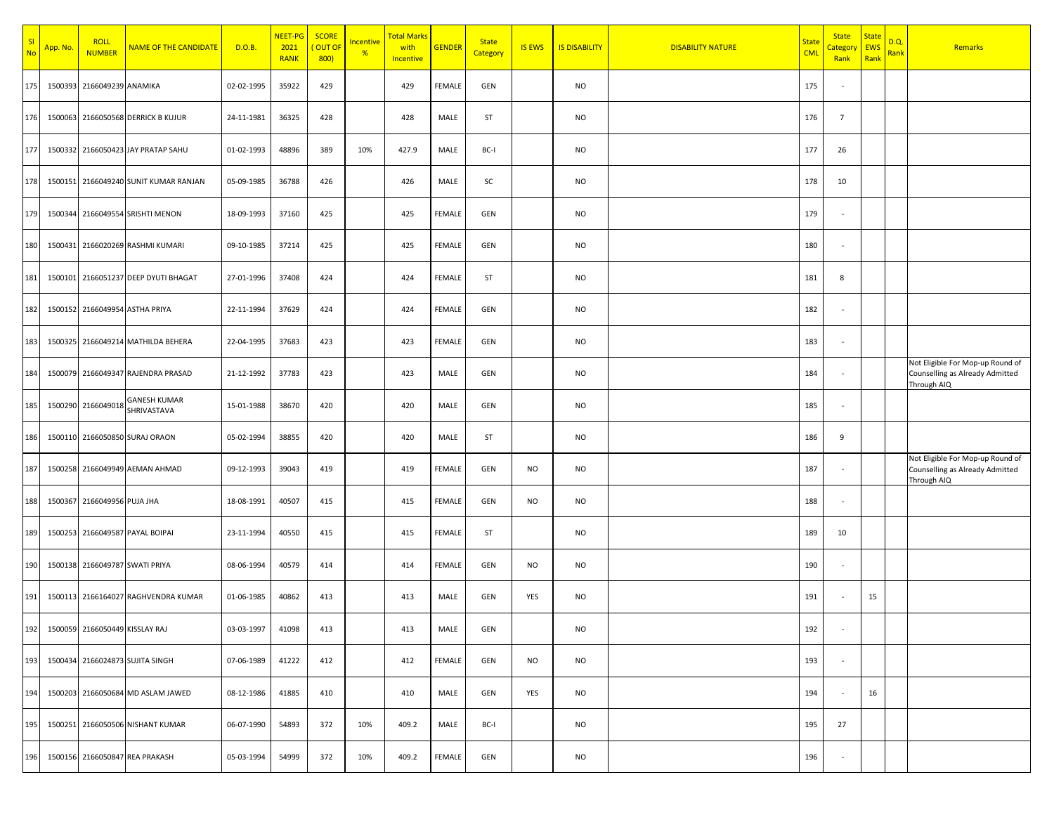| Sl No | App. No. | ROLL NUMBER | NAME OF THE CANDIDATE | D.O.B. | NEET-PG 2021 RANK | SCORE ( OUT OF 800) | Incentive % | Total Marks with Incentive | GENDER | State Category | IS EWS | IS DISABILITY | DISABILITY NATURE | State CML | State Category Rank | State EWS Rank | D.Q. Rank | Remarks |
|---|---|---|---|---|---|---|---|---|---|---|---|---|---|---|---|---|---|---|
| 175 | 1500393 | 2166049239 | ANAMIKA | 02-02-1995 | 35922 | 429 | | 429 | FEMALE | GEN | | NO | | 175 | - | | | |
| 176 | 1500063 | 2166050568 | DERRICK B KUJUR | 24-11-1981 | 36325 | 428 | | 428 | MALE | ST | | NO | | 176 | 7 | | | |
| 177 | 1500332 | 2166050423 | JAY PRATAP SAHU | 01-02-1993 | 48896 | 389 | 10% | 427.9 | MALE | BC-I | | NO | | 177 | 26 | | | |
| 178 | 1500151 | 2166049240 | SUNIT KUMAR RANJAN | 05-09-1985 | 36788 | 426 | | 426 | MALE | SC | | NO | | 178 | 10 | | | |
| 179 | 1500344 | 2166049554 | SRISHTI MENON | 18-09-1993 | 37160 | 425 | | 425 | FEMALE | GEN | | NO | | 179 | - | | | |
| 180 | 1500431 | 2166020269 | RASHMI KUMARI | 09-10-1985 | 37214 | 425 | | 425 | FEMALE | GEN | | NO | | 180 | - | | | |
| 181 | 1500101 | 2166051237 | DEEP DYUTI BHAGAT | 27-01-1996 | 37408 | 424 | | 424 | FEMALE | ST | | NO | | 181 | 8 | | | |
| 182 | 1500152 | 2166049954 | ASTHA PRIYA | 22-11-1994 | 37629 | 424 | | 424 | FEMALE | GEN | | NO | | 182 | - | | | |
| 183 | 1500325 | 2166049214 | MATHILDA BEHERA | 22-04-1995 | 37683 | 423 | | 423 | FEMALE | GEN | | NO | | 183 | - | | | |
| 184 | 1500079 | 2166049347 | RAJENDRA PRASAD | 21-12-1992 | 37783 | 423 | | 423 | MALE | GEN | | NO | | 184 | - | | | Not Eligible For Mop-up Round of Counselling as Already Admitted Through AIQ |
| 185 | 1500290 | 2166049018 | GANESH KUMAR SHRIVASTAVA | 15-01-1988 | 38670 | 420 | | 420 | MALE | GEN | | NO | | 185 | - | | | |
| 186 | 1500110 | 2166050850 | SURAJ ORAON | 05-02-1994 | 38855 | 420 | | 420 | MALE | ST | | NO | | 186 | 9 | | | |
| 187 | 1500258 | 2166049949 | AEMAN AHMAD | 09-12-1993 | 39043 | 419 | | 419 | FEMALE | GEN | NO | NO | | 187 | - | | | Not Eligible For Mop-up Round of Counselling as Already Admitted Through AIQ |
| 188 | 1500367 | 2166049956 | PUJA JHA | 18-08-1991 | 40507 | 415 | | 415 | FEMALE | GEN | NO | NO | | 188 | - | | | |
| 189 | 1500253 | 2166049587 | PAYAL BOIPAI | 23-11-1994 | 40550 | 415 | | 415 | FEMALE | ST | | NO | | 189 | 10 | | | |
| 190 | 1500138 | 2166049787 | SWATI PRIYA | 08-06-1994 | 40579 | 414 | | 414 | FEMALE | GEN | NO | NO | | 190 | - | | | |
| 191 | 1500113 | 2166164027 | RAGHVENDRA KUMAR | 01-06-1985 | 40862 | 413 | | 413 | MALE | GEN | YES | NO | | 191 | - | 15 | | |
| 192 | 1500059 | 2166050449 | KISSLAY RAJ | 03-03-1997 | 41098 | 413 | | 413 | MALE | GEN | | NO | | 192 | - | | | |
| 193 | 1500434 | 2166024873 | SUJITA SINGH | 07-06-1989 | 41222 | 412 | | 412 | FEMALE | GEN | NO | NO | | 193 | - | | | |
| 194 | 1500203 | 2166050684 | MD ASLAM JAWED | 08-12-1986 | 41885 | 410 | | 410 | MALE | GEN | YES | NO | | 194 | - | 16 | | |
| 195 | 1500251 | 2166050506 | NISHANT KUMAR | 06-07-1990 | 54893 | 372 | 10% | 409.2 | MALE | BC-I | | NO | | 195 | 27 | | | |
| 196 | 1500156 | 2166050847 | REA PRAKASH | 05-03-1994 | 54999 | 372 | 10% | 409.2 | FEMALE | GEN | | NO | | 196 | - | | | |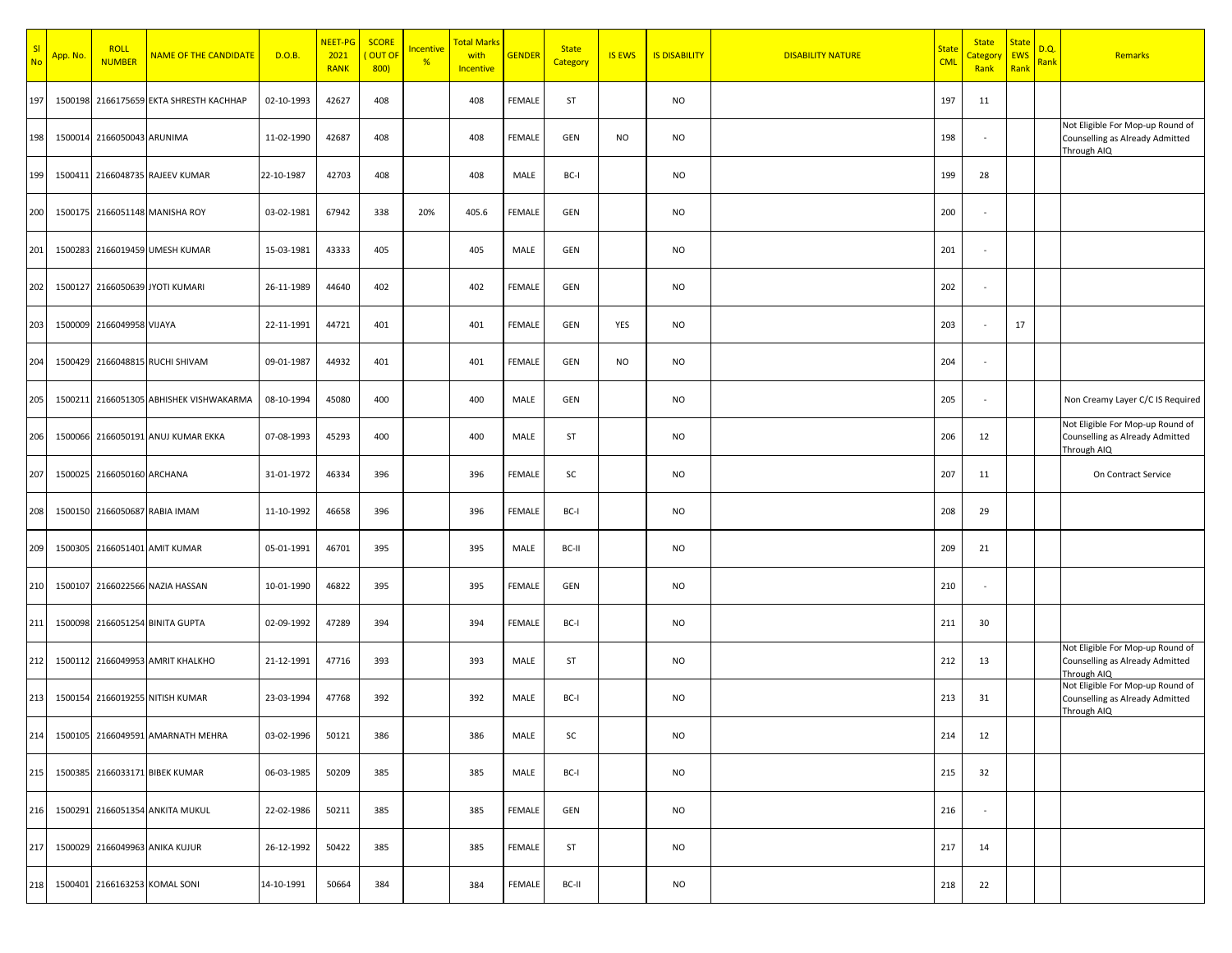| Sl No | App. No. | ROLL NUMBER | NAME OF THE CANDIDATE | D.O.B. | NEET-PG 2021 RANK | SCORE ( OUT OF 800) | Incentive % | Total Marks with Incentive | GENDER | State Category | IS EWS | IS DISABILITY | DISABILITY NATURE | State CML | State Category Rank | State EWS Rank | D.Q. Rank | Remarks |
|---|---|---|---|---|---|---|---|---|---|---|---|---|---|---|---|---|---|---|
| 197 | 1500198 | 2166175659 | EKTA SHRESTH KACHHAP | 02-10-1993 | 42627 | 408 | | 408 | FEMALE | ST | | NO | | 197 | 11 | | | |
| 198 | 1500014 | 2166050043 | ARUNIMA | 11-02-1990 | 42687 | 408 | | 408 | FEMALE | GEN | NO | NO | | 198 | - | | | Not Eligible For Mop-up Round of Counselling as Already Admitted Through AIQ |
| 199 | 1500411 | 2166048735 | RAJEEV KUMAR | 22-10-1987 | 42703 | 408 | | 408 | MALE | BC-I | | NO | | 199 | 28 | | | |
| 200 | 1500175 | 2166051148 | MANISHA ROY | 03-02-1981 | 67942 | 338 | 20% | 405.6 | FEMALE | GEN | | NO | | 200 | - | | | |
| 201 | 1500283 | 2166019459 | UMESH KUMAR | 15-03-1981 | 43333 | 405 | | 405 | MALE | GEN | | NO | | 201 | - | | | |
| 202 | 1500127 | 2166050639 | JYOTI KUMARI | 26-11-1989 | 44640 | 402 | | 402 | FEMALE | GEN | | NO | | 202 | - | | | |
| 203 | 1500009 | 2166049958 | VIJAYA | 22-11-1991 | 44721 | 401 | | 401 | FEMALE | GEN | YES | NO | | 203 | - | 17 | | |
| 204 | 1500429 | 2166048815 | RUCHI SHIVAM | 09-01-1987 | 44932 | 401 | | 401 | FEMALE | GEN | NO | NO | | 204 | - | | | |
| 205 | 1500211 | 2166051305 | ABHISHEK VISHWAKARMA | 08-10-1994 | 45080 | 400 | | 400 | MALE | GEN | | NO | | 205 | - | | | Non Creamy Layer C/C IS Required |
| 206 | 1500066 | 2166050191 | ANUJ KUMAR EKKA | 07-08-1993 | 45293 | 400 | | 400 | MALE | ST | | NO | | 206 | 12 | | | Not Eligible For Mop-up Round of Counselling as Already Admitted Through AIQ |
| 207 | 1500025 | 2166050160 | ARCHANA | 31-01-1972 | 46334 | 396 | | 396 | FEMALE | SC | | NO | | 207 | 11 | | | On Contract Service |
| 208 | 1500150 | 2166050687 | RABIA IMAM | 11-10-1992 | 46658 | 396 | | 396 | FEMALE | BC-I | | NO | | 208 | 29 | | | |
| 209 | 1500305 | 2166051401 | AMIT KUMAR | 05-01-1991 | 46701 | 395 | | 395 | MALE | BC-II | | NO | | 209 | 21 | | | |
| 210 | 1500107 | 2166022566 | NAZIA HASSAN | 10-01-1990 | 46822 | 395 | | 395 | FEMALE | GEN | | NO | | 210 | - | | | |
| 211 | 1500098 | 2166051254 | BINITA GUPTA | 02-09-1992 | 47289 | 394 | | 394 | FEMALE | BC-I | | NO | | 211 | 30 | | | |
| 212 | 1500112 | 2166049953 | AMRIT KHALKHO | 21-12-1991 | 47716 | 393 | | 393 | MALE | ST | | NO | | 212 | 13 | | | Not Eligible For Mop-up Round of Counselling as Already Admitted Through AIQ |
| 213 | 1500154 | 2166019255 | NITISH KUMAR | 23-03-1994 | 47768 | 392 | | 392 | MALE | BC-I | | NO | | 213 | 31 | | | Not Eligible For Mop-up Round of Counselling as Already Admitted Through AIQ |
| 214 | 1500105 | 2166049591 | AMARNATH MEHRA | 03-02-1996 | 50121 | 386 | | 386 | MALE | SC | | NO | | 214 | 12 | | | |
| 215 | 1500385 | 2166033171 | BIBEK KUMAR | 06-03-1985 | 50209 | 385 | | 385 | MALE | BC-I | | NO | | 215 | 32 | | | |
| 216 | 1500291 | 2166051354 | ANKITA MUKUL | 22-02-1986 | 50211 | 385 | | 385 | FEMALE | GEN | | NO | | 216 | - | | | |
| 217 | 1500029 | 2166049963 | ANIKA KUJUR | 26-12-1992 | 50422 | 385 | | 385 | FEMALE | ST | | NO | | 217 | 14 | | | |
| 218 | 1500401 | 2166163253 | KOMAL SONI | 14-10-1991 | 50664 | 384 | | 384 | FEMALE | BC-II | | NO | | 218 | 22 | | | |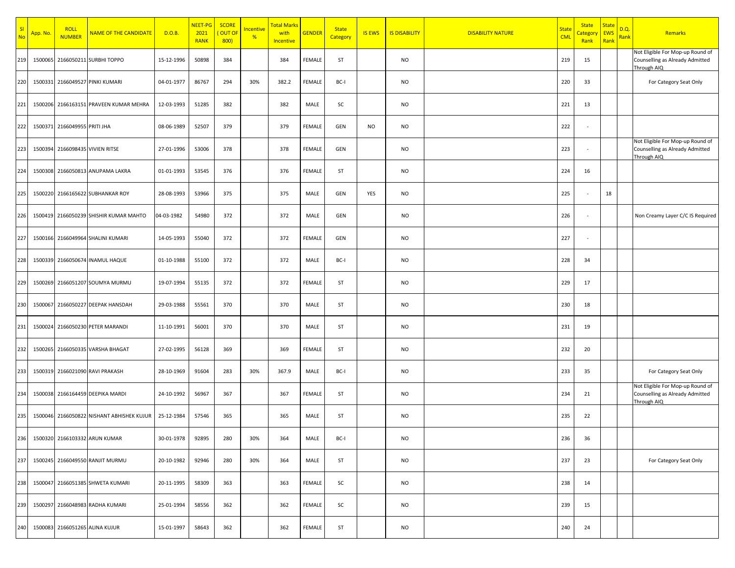| Sl No | App. No. | ROLL NUMBER | NAME OF THE CANDIDATE | D.O.B. | NEET-PG 2021 RANK | SCORE ( OUT OF 800) | Incentive % | Total Marks with Incentive | GENDER | State Category | IS EWS | IS DISABILITY | DISABILITY NATURE | State CML | State Category Rank | State EWS Rank | D.Q. Rank | Remarks |
|---|---|---|---|---|---|---|---|---|---|---|---|---|---|---|---|---|---|---|
| 219 | 1500065 | 2166050211 | SURBHI TOPPO | 15-12-1996 | 50898 | 384 | | 384 | FEMALE | ST | | NO | | 219 | 15 | | | Not Eligible For Mop-up Round of Counselling as Already Admitted Through AIQ |
| 220 | 1500331 | 2166049527 | PINKI KUMARI | 04-01-1977 | 86767 | 294 | 30% | 382.2 | FEMALE | BC-I | | NO | | 220 | 33 | | | For Category Seat Only |
| 221 | 1500206 | 2166163151 | PRAVEEN KUMAR MEHRA | 12-03-1993 | 51285 | 382 | | 382 | MALE | SC | | NO | | 221 | 13 | | | |
| 222 | 1500371 | 2166049955 | PRITI JHA | 08-06-1989 | 52507 | 379 | | 379 | FEMALE | GEN | NO | NO | | 222 | - | | | |
| 223 | 1500394 | 2166098435 | VIVIEN RITSE | 27-01-1996 | 53006 | 378 | | 378 | FEMALE | GEN | | NO | | 223 | - | | | Not Eligible For Mop-up Round of Counselling as Already Admitted Through AIQ |
| 224 | 1500308 | 2166050813 | ANUPAMA LAKRA | 01-01-1993 | 53545 | 376 | | 376 | FEMALE | ST | | NO | | 224 | 16 | | | |
| 225 | 1500220 | 2166165622 | SUBHANKAR ROY | 28-08-1993 | 53966 | 375 | | 375 | MALE | GEN | YES | NO | | 225 | - | 18 | | |
| 226 | 1500419 | 2166050239 | SHISHIR KUMAR MAHTO | 04-03-1982 | 54980 | 372 | | 372 | MALE | GEN | | NO | | 226 | - | | | Non Creamy Layer C/C IS Required |
| 227 | 1500166 | 2166049964 | SHALINI KUMARI | 14-05-1993 | 55040 | 372 | | 372 | FEMALE | GEN | | NO | | 227 | - | | | |
| 228 | 1500339 | 2166050674 | INAMUL HAQUE | 01-10-1988 | 55100 | 372 | | 372 | MALE | BC-I | | NO | | 228 | 34 | | | |
| 229 | 1500269 | 2166051207 | SOUMYA MURMU | 19-07-1994 | 55135 | 372 | | 372 | FEMALE | ST | | NO | | 229 | 17 | | | |
| 230 | 1500067 | 2166050227 | DEEPAK HANSDAH | 29-03-1988 | 55561 | 370 | | 370 | MALE | ST | | NO | | 230 | 18 | | | |
| 231 | 1500024 | 2166050230 | PETER MARANDI | 11-10-1991 | 56001 | 370 | | 370 | MALE | ST | | NO | | 231 | 19 | | | |
| 232 | 1500265 | 2166050335 | VARSHA BHAGAT | 27-02-1995 | 56128 | 369 | | 369 | FEMALE | ST | | NO | | 232 | 20 | | | |
| 233 | 1500319 | 2166021090 | RAVI PRAKASH | 28-10-1969 | 91604 | 283 | 30% | 367.9 | MALE | BC-I | | NO | | 233 | 35 | | | For Category Seat Only |
| 234 | 1500038 | 2166164459 | DEEPIKA MARDI | 24-10-1992 | 56967 | 367 | | 367 | FEMALE | ST | | NO | | 234 | 21 | | | Not Eligible For Mop-up Round of Counselling as Already Admitted Through AIQ |
| 235 | 1500046 | 2166050822 | NISHANT ABHISHEK KUJUR | 25-12-1984 | 57546 | 365 | | 365 | MALE | ST | | NO | | 235 | 22 | | | |
| 236 | 1500320 | 2166103332 | ARUN KUMAR | 30-01-1978 | 92895 | 280 | 30% | 364 | MALE | BC-I | | NO | | 236 | 36 | | | |
| 237 | 1500245 | 2166049550 | RANJIT MURMU | 20-10-1982 | 92946 | 280 | 30% | 364 | MALE | ST | | NO | | 237 | 23 | | | For Category Seat Only |
| 238 | 1500047 | 2166051385 | SHWETA KUMARI | 20-11-1995 | 58309 | 363 | | 363 | FEMALE | SC | | NO | | 238 | 14 | | | |
| 239 | 1500297 | 2166048983 | RADHA KUMARI | 25-01-1994 | 58556 | 362 | | 362 | FEMALE | SC | | NO | | 239 | 15 | | | |
| 240 | 1500083 | 2166051265 | ALINA KUJUR | 15-01-1997 | 58643 | 362 | | 362 | FEMALE | ST | | NO | | 240 | 24 | | | |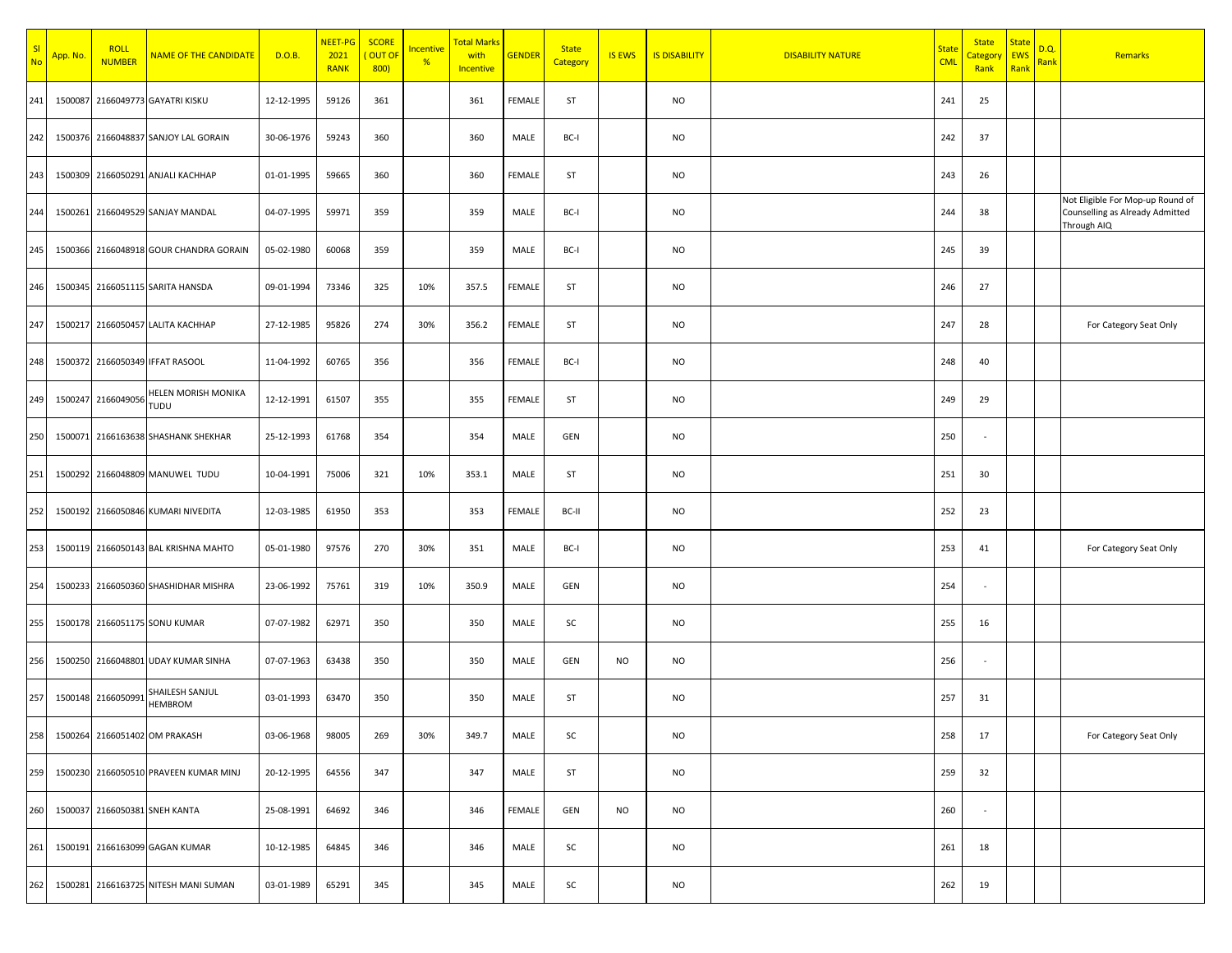| Sl No | App. No. | ROLL NUMBER | NAME OF THE CANDIDATE | D.O.B. | NEET-PG 2021 RANK | SCORE ( OUT OF 800) | Incentive % | Total Marks with Incentive | GENDER | State Category | IS EWS | IS DISABILITY | DISABILITY NATURE | State CML | State Category Rank | State EWS Rank | D.Q. Rank | Remarks |
|---|---|---|---|---|---|---|---|---|---|---|---|---|---|---|---|---|---|---|
| 241 | 1500087 | 2166049773 | GAYATRI KISKU | 12-12-1995 | 59126 | 361 | | 361 | FEMALE | ST | | NO | | 241 | 25 | | | |
| 242 | 1500376 | 2166048837 | SANJOY LAL GORAIN | 30-06-1976 | 59243 | 360 | | 360 | MALE | BC-I | | NO | | 242 | 37 | | | |
| 243 | 1500309 | 2166050291 | ANJALI KACHHAP | 01-01-1995 | 59665 | 360 | | 360 | FEMALE | ST | | NO | | 243 | 26 | | | |
| 244 | 1500261 | 2166049529 | SANJAY MANDAL | 04-07-1995 | 59971 | 359 | | 359 | MALE | BC-I | | NO | | 244 | 38 | | | Not Eligible For Mop-up Round of Counselling as Already Admitted Through AIQ |
| 245 | 1500366 | 2166048918 | GOUR CHANDRA GORAIN | 05-02-1980 | 60068 | 359 | | 359 | MALE | BC-I | | NO | | 245 | 39 | | | |
| 246 | 1500345 | 2166051115 | SARITA HANSDA | 09-01-1994 | 73346 | 325 | 10% | 357.5 | FEMALE | ST | | NO | | 246 | 27 | | | |
| 247 | 1500217 | 2166050457 | LALITA KACHHAP | 27-12-1985 | 95826 | 274 | 30% | 356.2 | FEMALE | ST | | NO | | 247 | 28 | | | For Category Seat Only |
| 248 | 1500372 | 2166050349 | IFFAT RASOOL | 11-04-1992 | 60765 | 356 | | 356 | FEMALE | BC-I | | NO | | 248 | 40 | | | |
| 249 | 1500247 | 2166049056 | HELEN MORISH MONIKA TUDU | 12-12-1991 | 61507 | 355 | | 355 | FEMALE | ST | | NO | | 249 | 29 | | | |
| 250 | 1500071 | 2166163638 | SHASHANK SHEKHAR | 25-12-1993 | 61768 | 354 | | 354 | MALE | GEN | | NO | | 250 | - | | | |
| 251 | 1500292 | 2166048809 | MANUWEL TUDU | 10-04-1991 | 75006 | 321 | 10% | 353.1 | MALE | ST | | NO | | 251 | 30 | | | |
| 252 | 1500192 | 2166050846 | KUMARI NIVEDITA | 12-03-1985 | 61950 | 353 | | 353 | FEMALE | BC-II | | NO | | 252 | 23 | | | |
| 253 | 1500119 | 2166050143 | BAL KRISHNA MAHTO | 05-01-1980 | 97576 | 270 | 30% | 351 | MALE | BC-I | | NO | | 253 | 41 | | | For Category Seat Only |
| 254 | 1500233 | 2166050360 | SHASHIDHAR MISHRA | 23-06-1992 | 75761 | 319 | 10% | 350.9 | MALE | GEN | | NO | | 254 | - | | | |
| 255 | 1500178 | 2166051175 | SONU KUMAR | 07-07-1982 | 62971 | 350 | | 350 | MALE | SC | | NO | | 255 | 16 | | | |
| 256 | 1500250 | 2166048801 | UDAY KUMAR SINHA | 07-07-1963 | 63438 | 350 | | 350 | MALE | GEN | NO | NO | | 256 | - | | | |
| 257 | 1500148 | 2166050991 | SHAILESH SANJUL HEMBROM | 03-01-1993 | 63470 | 350 | | 350 | MALE | ST | | NO | | 257 | 31 | | | |
| 258 | 1500264 | 2166051402 | OM PRAKASH | 03-06-1968 | 98005 | 269 | 30% | 349.7 | MALE | SC | | NO | | 258 | 17 | | | For Category Seat Only |
| 259 | 1500230 | 2166050510 | PRAVEEN KUMAR MINJ | 20-12-1995 | 64556 | 347 | | 347 | MALE | ST | | NO | | 259 | 32 | | | |
| 260 | 1500037 | 2166050381 | SNEH KANTA | 25-08-1991 | 64692 | 346 | | 346 | FEMALE | GEN | NO | NO | | 260 | - | | | |
| 261 | 1500191 | 2166163099 | GAGAN KUMAR | 10-12-1985 | 64845 | 346 | | 346 | MALE | SC | | NO | | 261 | 18 | | | |
| 262 | 1500281 | 2166163725 | NITESH MANI SUMAN | 03-01-1989 | 65291 | 345 | | 345 | MALE | SC | | NO | | 262 | 19 | | | |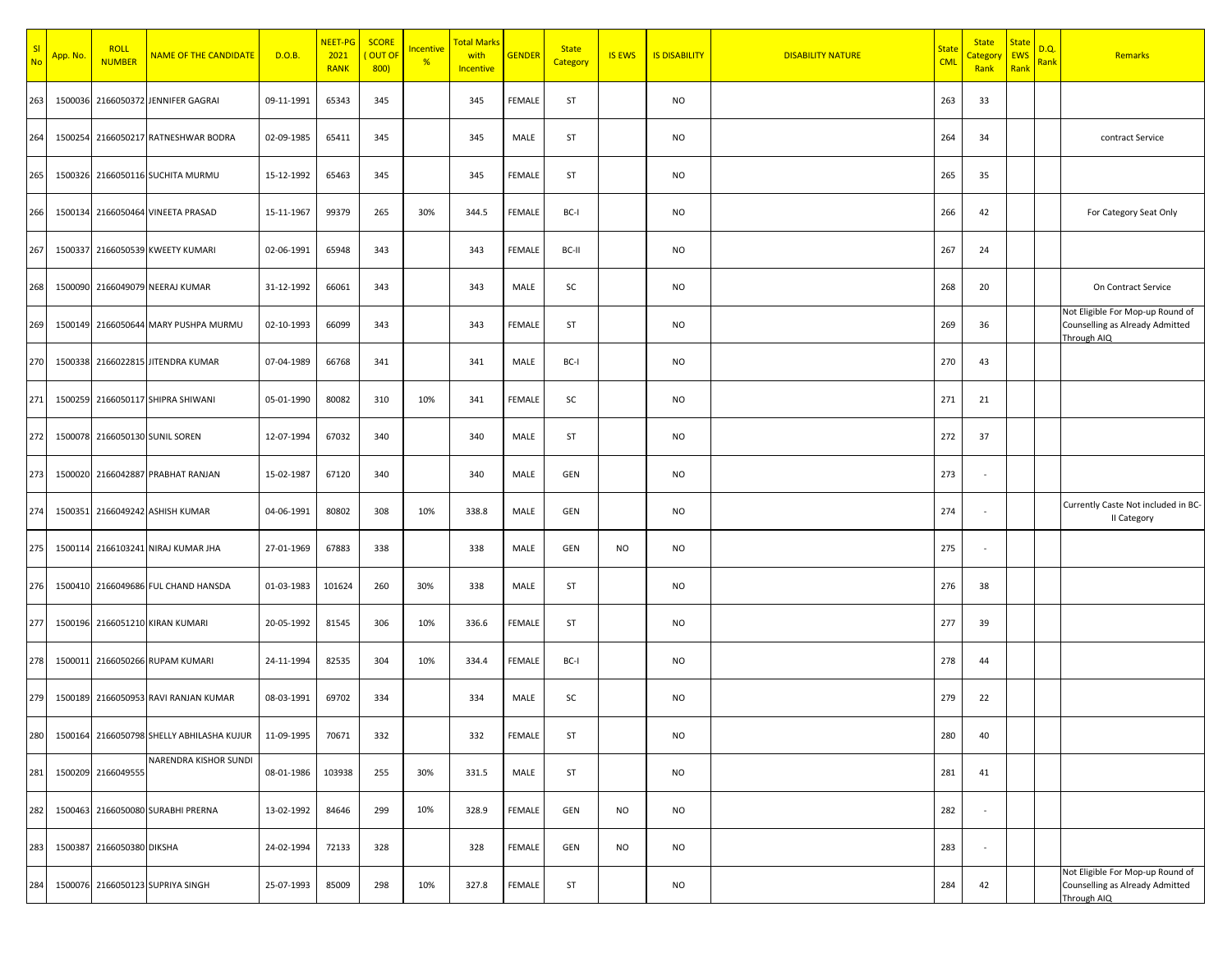| Sl No | App. No. | ROLL NUMBER | NAME OF THE CANDIDATE | D.O.B. | NEET-PG 2021 RANK | SCORE ( OUT OF 800) | Incentive % | Total Marks with Incentive | GENDER | State Category | IS EWS | IS DISABILITY | DISABILITY NATURE | State CML | State Category Rank | State EWS Rank | D.Q. Rank | Remarks |
|---|---|---|---|---|---|---|---|---|---|---|---|---|---|---|---|---|---|---|
| 263 | 1500036 | 2166050372 | JENNIFER GAGRAI | 09-11-1991 | 65343 | 345 | | 345 | FEMALE | ST | | NO | | 263 | 33 | | | |
| 264 | 1500254 | 2166050217 | RATNESHWAR BODRA | 02-09-1985 | 65411 | 345 | | 345 | MALE | ST | | NO | | 264 | 34 | | | contract Service |
| 265 | 1500326 | 2166050116 | SUCHITA MURMU | 15-12-1992 | 65463 | 345 | | 345 | FEMALE | ST | | NO | | 265 | 35 | | | |
| 266 | 1500134 | 2166050464 | VINEETA PRASAD | 15-11-1967 | 99379 | 265 | 30% | 344.5 | FEMALE | BC-I | | NO | | 266 | 42 | | | For Category Seat Only |
| 267 | 1500337 | 2166050539 | KWEETY KUMARI | 02-06-1991 | 65948 | 343 | | 343 | FEMALE | BC-II | | NO | | 267 | 24 | | | |
| 268 | 1500090 | 2166049079 | NEERAJ KUMAR | 31-12-1992 | 66061 | 343 | | 343 | MALE | SC | | NO | | 268 | 20 | | | On Contract Service |
| 269 | 1500149 | 2166050644 | MARY PUSHPA MURMU | 02-10-1993 | 66099 | 343 | | 343 | FEMALE | ST | | NO | | 269 | 36 | | | Not Eligible For Mop-up Round of Counselling as Already Admitted Through AIQ |
| 270 | 1500338 | 2166022815 | JITENDRA KUMAR | 07-04-1989 | 66768 | 341 | | 341 | MALE | BC-I | | NO | | 270 | 43 | | | |
| 271 | 1500259 | 2166050117 | SHIPRA SHIWANI | 05-01-1990 | 80082 | 310 | 10% | 341 | FEMALE | SC | | NO | | 271 | 21 | | | |
| 272 | 1500078 | 2166050130 | SUNIL SOREN | 12-07-1994 | 67032 | 340 | | 340 | MALE | ST | | NO | | 272 | 37 | | | |
| 273 | 1500020 | 2166042887 | PRABHAT RANJAN | 15-02-1987 | 67120 | 340 | | 340 | MALE | GEN | | NO | | 273 | - | | | |
| 274 | 1500351 | 2166049242 | ASHISH KUMAR | 04-06-1991 | 80802 | 308 | 10% | 338.8 | MALE | GEN | | NO | | 274 | - | | | Currently Caste Not included in BC-II Category |
| 275 | 1500114 | 2166103241 | NIRAJ KUMAR JHA | 27-01-1969 | 67883 | 338 | | 338 | MALE | GEN | NO | NO | | 275 | - | | | |
| 276 | 1500410 | 2166049686 | FUL CHAND HANSDA | 01-03-1983 | 101624 | 260 | 30% | 338 | MALE | ST | | NO | | 276 | 38 | | | |
| 277 | 1500196 | 2166051210 | KIRAN KUMARI | 20-05-1992 | 81545 | 306 | 10% | 336.6 | FEMALE | ST | | NO | | 277 | 39 | | | |
| 278 | 1500011 | 2166050266 | RUPAM KUMARI | 24-11-1994 | 82535 | 304 | 10% | 334.4 | FEMALE | BC-I | | NO | | 278 | 44 | | | |
| 279 | 1500189 | 2166050953 | RAVI RANJAN KUMAR | 08-03-1991 | 69702 | 334 | | 334 | MALE | SC | | NO | | 279 | 22 | | | |
| 280 | 1500164 | 2166050798 | SHELLY ABHILASHA KUJUR | 11-09-1995 | 70671 | 332 | | 332 | FEMALE | ST | | NO | | 280 | 40 | | | |
| 281 | 1500209 | 2166049555 | NARENDRA KISHOR SUNDI | 08-01-1986 | 103938 | 255 | 30% | 331.5 | MALE | ST | | NO | | 281 | 41 | | | |
| 282 | 1500463 | 2166050080 | SURABHI PRERNA | 13-02-1992 | 84646 | 299 | 10% | 328.9 | FEMALE | GEN | NO | NO | | 282 | - | | | |
| 283 | 1500387 | 2166050380 | DIKSHA | 24-02-1994 | 72133 | 328 | | 328 | FEMALE | GEN | NO | NO | | 283 | - | | | |
| 284 | 1500076 | 2166050123 | SUPRIYA SINGH | 25-07-1993 | 85009 | 298 | 10% | 327.8 | FEMALE | ST | | NO | | 284 | 42 | | | Not Eligible For Mop-up Round of Counselling as Already Admitted Through AIQ |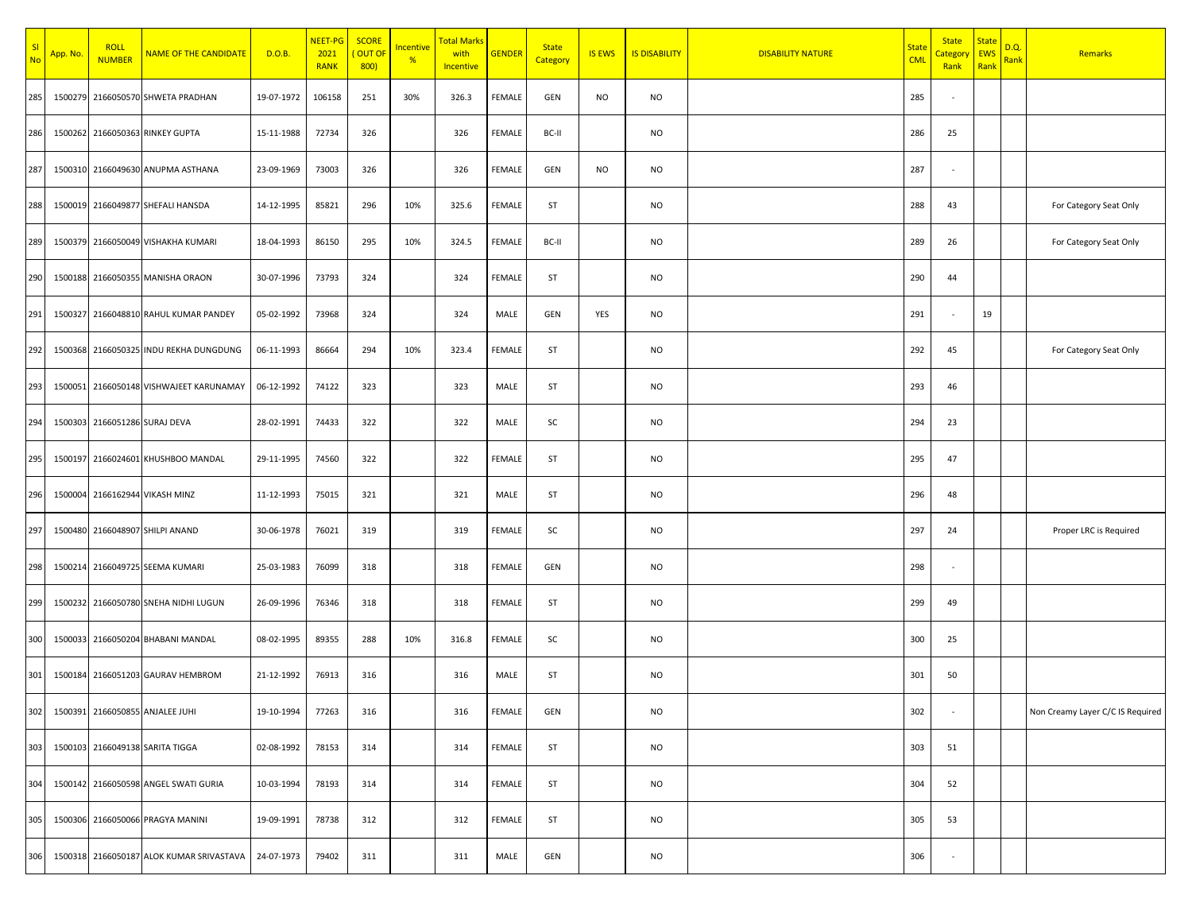| Sl No | App. No. | ROLL NUMBER | NAME OF THE CANDIDATE | D.O.B. | NEET-PG 2021 RANK | SCORE ( OUT OF 800) | Incentive % | Total Marks with Incentive | GENDER | State Category | IS EWS | IS DISABILITY | DISABILITY NATURE | State CML | State Category Rank | State EWS Rank | D.Q. Rank | Remarks |
|---|---|---|---|---|---|---|---|---|---|---|---|---|---|---|---|---|---|---|
| 285 | 1500279 | 2166050570 | SHWETA PRADHAN | 19-07-1972 | 106158 | 251 | 30% | 326.3 | FEMALE | GEN | NO | NO | | 285 | - | | | |
| 286 | 1500262 | 2166050363 | RINKEY GUPTA | 15-11-1988 | 72734 | 326 | | 326 | FEMALE | BC-II | | NO | | 286 | 25 | | | |
| 287 | 1500310 | 2166049630 | ANUPMA ASTHANA | 23-09-1969 | 73003 | 326 | | 326 | FEMALE | GEN | NO | NO | | 287 | - | | | |
| 288 | 1500019 | 2166049877 | SHEFALI HANSDA | 14-12-1995 | 85821 | 296 | 10% | 325.6 | FEMALE | ST | | NO | | 288 | 43 | | | For Category Seat Only |
| 289 | 1500379 | 2166050049 | VISHAKHA KUMARI | 18-04-1993 | 86150 | 295 | 10% | 324.5 | FEMALE | BC-II | | NO | | 289 | 26 | | | For Category Seat Only |
| 290 | 1500188 | 2166050355 | MANISHA ORAON | 30-07-1996 | 73793 | 324 | | 324 | FEMALE | ST | | NO | | 290 | 44 | | | |
| 291 | 1500327 | 2166048810 | RAHUL KUMAR PANDEY | 05-02-1992 | 73968 | 324 | | 324 | MALE | GEN | YES | NO | | 291 | - | 19 | | |
| 292 | 1500368 | 2166050325 | INDU REKHA DUNGDUNG | 06-11-1993 | 86664 | 294 | 10% | 323.4 | FEMALE | ST | | NO | | 292 | 45 | | | For Category Seat Only |
| 293 | 1500051 | 2166050148 | VISHWAJEET KARUNAMAY | 06-12-1992 | 74122 | 323 | | 323 | MALE | ST | | NO | | 293 | 46 | | | |
| 294 | 1500303 | 2166051286 | SURAJ DEVA | 28-02-1991 | 74433 | 322 | | 322 | MALE | SC | | NO | | 294 | 23 | | | |
| 295 | 1500197 | 2166024601 | KHUSHBOO MANDAL | 29-11-1995 | 74560 | 322 | | 322 | FEMALE | ST | | NO | | 295 | 47 | | | |
| 296 | 1500004 | 2166162944 | VIKASH MINZ | 11-12-1993 | 75015 | 321 | | 321 | MALE | ST | | NO | | 296 | 48 | | | |
| 297 | 1500480 | 2166048907 | SHILPI ANAND | 30-06-1978 | 76021 | 319 | | 319 | FEMALE | SC | | NO | | 297 | 24 | | | Proper LRC is Required |
| 298 | 1500214 | 2166049725 | SEEMA KUMARI | 25-03-1983 | 76099 | 318 | | 318 | FEMALE | GEN | | NO | | 298 | - | | | |
| 299 | 1500232 | 2166050780 | SNEHA NIDHI LUGUN | 26-09-1996 | 76346 | 318 | | 318 | FEMALE | ST | | NO | | 299 | 49 | | | |
| 300 | 1500033 | 2166050204 | BHABANI MANDAL | 08-02-1995 | 89355 | 288 | 10% | 316.8 | FEMALE | SC | | NO | | 300 | 25 | | | |
| 301 | 1500184 | 2166051203 | GAURAV HEMBROM | 21-12-1992 | 76913 | 316 | | 316 | MALE | ST | | NO | | 301 | 50 | | | |
| 302 | 1500391 | 2166050855 | ANJALEE JUHI | 19-10-1994 | 77263 | 316 | | 316 | FEMALE | GEN | | NO | | 302 | - | | | Non Creamy Layer C/C IS Required |
| 303 | 1500103 | 2166049138 | SARITA TIGGA | 02-08-1992 | 78153 | 314 | | 314 | FEMALE | ST | | NO | | 303 | 51 | | | |
| 304 | 1500142 | 2166050598 | ANGEL SWATI GURIA | 10-03-1994 | 78193 | 314 | | 314 | FEMALE | ST | | NO | | 304 | 52 | | | |
| 305 | 1500306 | 2166050066 | PRAGYA MANINI | 19-09-1991 | 78738 | 312 | | 312 | FEMALE | ST | | NO | | 305 | 53 | | | |
| 306 | 1500318 | 2166050187 | ALOK KUMAR SRIVASTAVA | 24-07-1973 | 79402 | 311 | | 311 | MALE | GEN | | NO | | 306 | - | | | |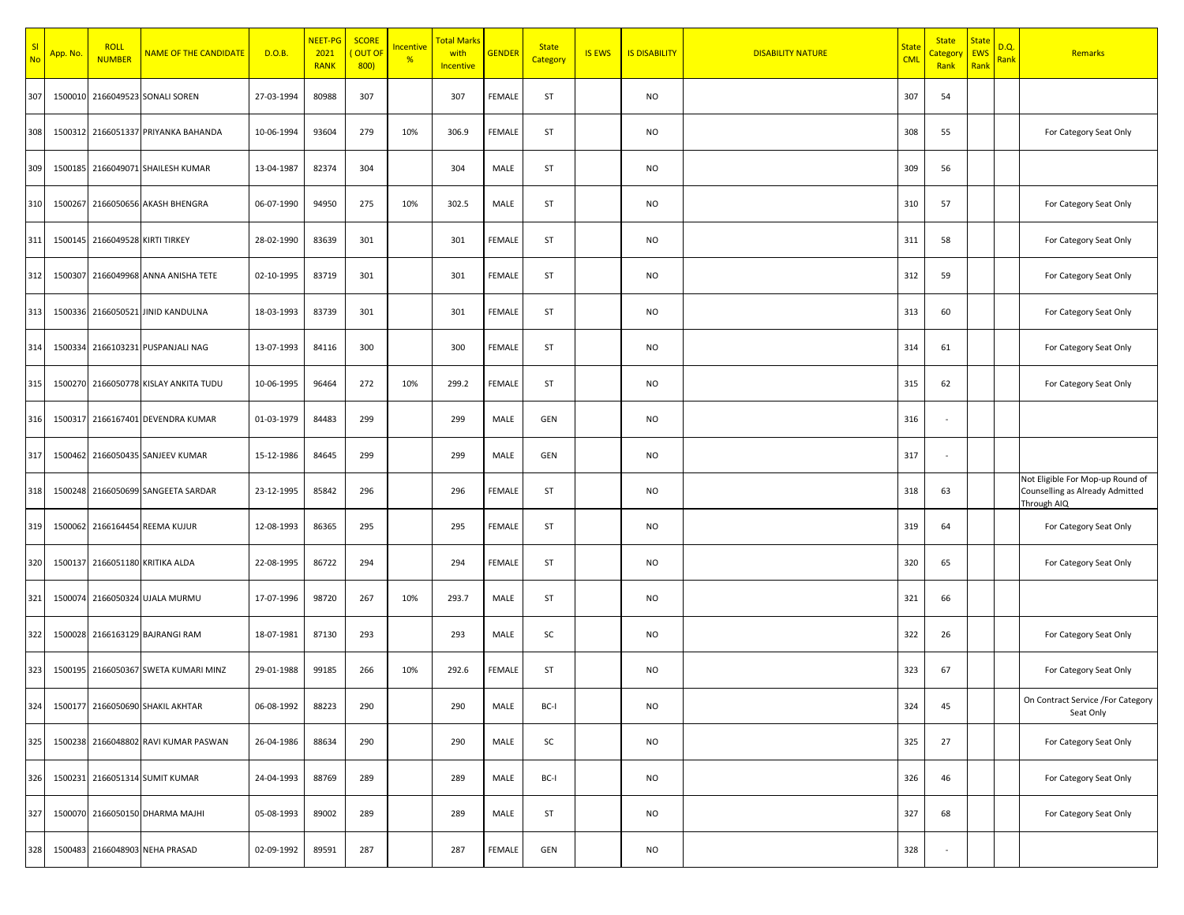| Sl No | App. No. | ROLL NUMBER | NAME OF THE CANDIDATE | D.O.B. | NEET-PG 2021 RANK | SCORE ( OUT OF 800) | Incentive % | Total Marks with Incentive | GENDER | State Category | IS EWS | IS DISABILITY | DISABILITY NATURE | State CML | State Category Rank | State EWS Rank | D.Q. Rank | Remarks |
|---|---|---|---|---|---|---|---|---|---|---|---|---|---|---|---|---|---|---|
| 307 | 1500010 | 2166049523 | SONALI SOREN | 27-03-1994 | 80988 | 307 | | 307 | FEMALE | ST | | NO | | 307 | 54 | | | |
| 308 | 1500312 | 2166051337 | PRIYANKA BAHANDA | 10-06-1994 | 93604 | 279 | 10% | 306.9 | FEMALE | ST | | NO | | 308 | 55 | | | For Category Seat Only |
| 309 | 1500185 | 2166049071 | SHAILESH KUMAR | 13-04-1987 | 82374 | 304 | | 304 | MALE | ST | | NO | | 309 | 56 | | | |
| 310 | 1500267 | 2166050656 | AKASH BHENGRA | 06-07-1990 | 94950 | 275 | 10% | 302.5 | MALE | ST | | NO | | 310 | 57 | | | For Category Seat Only |
| 311 | 1500145 | 2166049528 | KIRTI TIRKEY | 28-02-1990 | 83639 | 301 | | 301 | FEMALE | ST | | NO | | 311 | 58 | | | For Category Seat Only |
| 312 | 1500307 | 2166049968 | ANNA ANISHA TETE | 02-10-1995 | 83719 | 301 | | 301 | FEMALE | ST | | NO | | 312 | 59 | | | For Category Seat Only |
| 313 | 1500336 | 2166050521 | JINID KANDULNA | 18-03-1993 | 83739 | 301 | | 301 | FEMALE | ST | | NO | | 313 | 60 | | | For Category Seat Only |
| 314 | 1500334 | 2166103231 | PUSPANJALI NAG | 13-07-1993 | 84116 | 300 | | 300 | FEMALE | ST | | NO | | 314 | 61 | | | For Category Seat Only |
| 315 | 1500270 | 2166050778 | KISLAY ANKITA TUDU | 10-06-1995 | 96464 | 272 | 10% | 299.2 | FEMALE | ST | | NO | | 315 | 62 | | | For Category Seat Only |
| 316 | 1500317 | 2166167401 | DEVENDRA KUMAR | 01-03-1979 | 84483 | 299 | | 299 | MALE | GEN | | NO | | 316 | - | | | |
| 317 | 1500462 | 2166050435 | SANJEEV KUMAR | 15-12-1986 | 84645 | 299 | | 299 | MALE | GEN | | NO | | 317 | - | | | |
| 318 | 1500248 | 2166050699 | SANGEETA SARDAR | 23-12-1995 | 85842 | 296 | | 296 | FEMALE | ST | | NO | | 318 | 63 | | | Not Eligible For Mop-up Round of Counselling as Already Admitted Through AIQ |
| 319 | 1500062 | 2166164454 | REEMA KUJUR | 12-08-1993 | 86365 | 295 | | 295 | FEMALE | ST | | NO | | 319 | 64 | | | For Category Seat Only |
| 320 | 1500137 | 2166051180 | KRITIKA ALDA | 22-08-1995 | 86722 | 294 | | 294 | FEMALE | ST | | NO | | 320 | 65 | | | For Category Seat Only |
| 321 | 1500074 | 2166050324 | UJALA MURMU | 17-07-1996 | 98720 | 267 | 10% | 293.7 | MALE | ST | | NO | | 321 | 66 | | | |
| 322 | 1500028 | 2166163129 | BAJRANGI RAM | 18-07-1981 | 87130 | 293 | | 293 | MALE | SC | | NO | | 322 | 26 | | | For Category Seat Only |
| 323 | 1500195 | 2166050367 | SWETA KUMARI MINZ | 29-01-1988 | 99185 | 266 | 10% | 292.6 | FEMALE | ST | | NO | | 323 | 67 | | | For Category Seat Only |
| 324 | 1500177 | 2166050690 | SHAKIL AKHTAR | 06-08-1992 | 88223 | 290 | | 290 | MALE | BC-I | | NO | | 324 | 45 | | | On Contract Service /For Category Seat Only |
| 325 | 1500238 | 2166048802 | RAVI KUMAR PASWAN | 26-04-1986 | 88634 | 290 | | 290 | MALE | SC | | NO | | 325 | 27 | | | For Category Seat Only |
| 326 | 1500231 | 2166051314 | SUMIT KUMAR | 24-04-1993 | 88769 | 289 | | 289 | MALE | BC-I | | NO | | 326 | 46 | | | For Category Seat Only |
| 327 | 1500070 | 2166050150 | DHARMA MAJHI | 05-08-1993 | 89002 | 289 | | 289 | MALE | ST | | NO | | 327 | 68 | | | For Category Seat Only |
| 328 | 1500483 | 2166048903 | NEHA PRASAD | 02-09-1992 | 89591 | 287 | | 287 | FEMALE | GEN | | NO | | 328 | - | | | |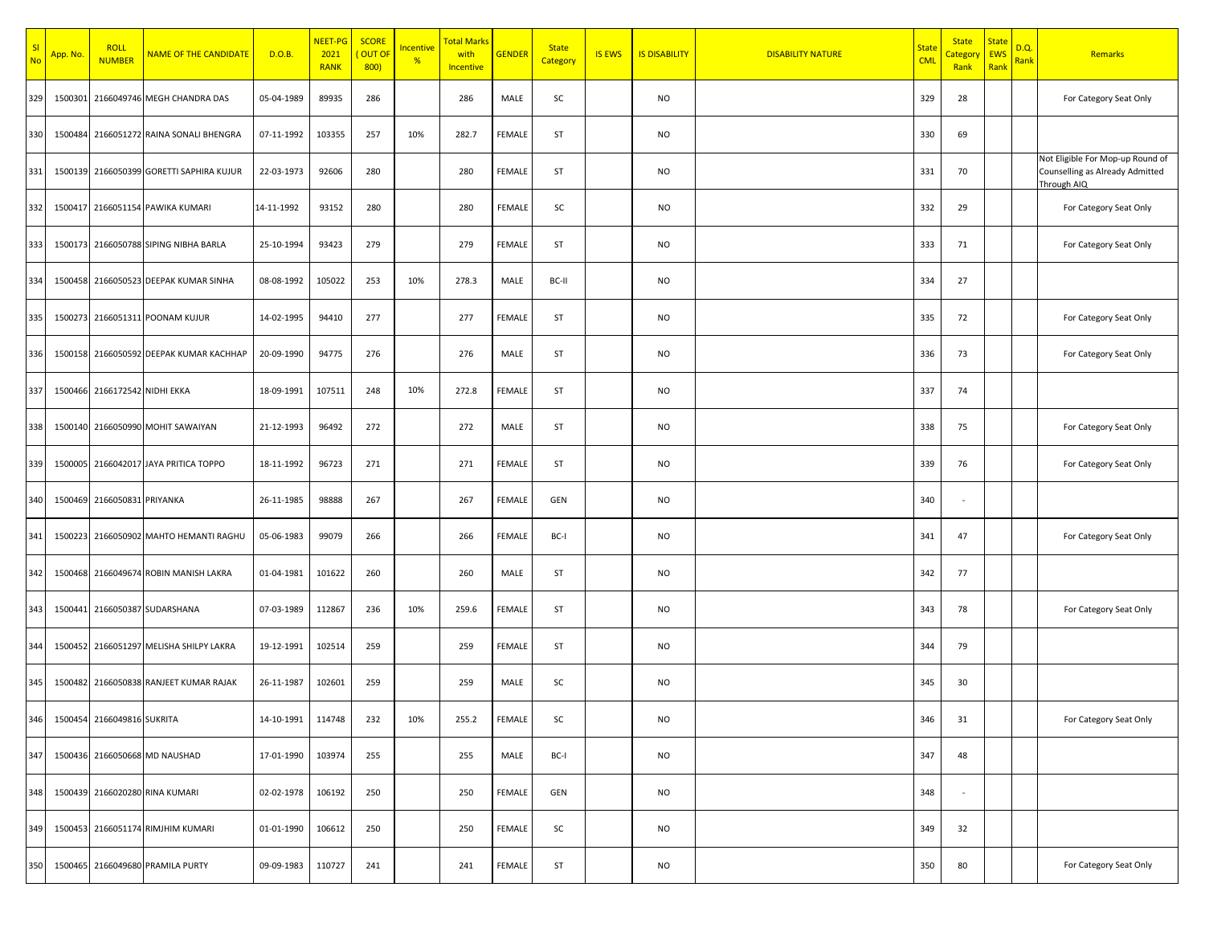| Sl No | App. No. | ROLL NUMBER | NAME OF THE CANDIDATE | D.O.B. | NEET-PG 2021 RANK | SCORE ( OUT OF 800) | Incentive % | Total Marks with Incentive | GENDER | State Category | IS EWS | IS DISABILITY | DISABILITY NATURE | State CML | State Category Rank | State EWS Rank | D.Q. Rank | Remarks |
|---|---|---|---|---|---|---|---|---|---|---|---|---|---|---|---|---|---|---|
| 329 | 1500301 | 2166049746 | MEGH CHANDRA DAS | 05-04-1989 | 89935 | 286 | | 286 | MALE | SC | | NO | | 329 | 28 | | | For Category Seat Only |
| 330 | 1500484 | 2166051272 | RAINA SONALI BHENGRA | 07-11-1992 | 103355 | 257 | 10% | 282.7 | FEMALE | ST | | NO | | 330 | 69 | | | |
| 331 | 1500139 | 2166050399 | GORETTI SAPHIRA KUJUR | 22-03-1973 | 92606 | 280 | | 280 | FEMALE | ST | | NO | | 331 | 70 | | | Not Eligible For Mop-up Round of Counselling as Already Admitted Through AIQ |
| 332 | 1500417 | 2166051154 | PAWIKA KUMARI | 14-11-1992 | 93152 | 280 | | 280 | FEMALE | SC | | NO | | 332 | 29 | | | For Category Seat Only |
| 333 | 1500173 | 2166050788 | SIPING NIBHA BARLA | 25-10-1994 | 93423 | 279 | | 279 | FEMALE | ST | | NO | | 333 | 71 | | | For Category Seat Only |
| 334 | 1500458 | 2166050523 | DEEPAK KUMAR SINHA | 08-08-1992 | 105022 | 253 | 10% | 278.3 | MALE | BC-II | | NO | | 334 | 27 | | | |
| 335 | 1500273 | 2166051311 | POONAM KUJUR | 14-02-1995 | 94410 | 277 | | 277 | FEMALE | ST | | NO | | 335 | 72 | | | For Category Seat Only |
| 336 | 1500158 | 2166050592 | DEEPAK KUMAR KACHHAP | 20-09-1990 | 94775 | 276 | | 276 | MALE | ST | | NO | | 336 | 73 | | | For Category Seat Only |
| 337 | 1500466 | 2166172542 | NIDHI EKKA | 18-09-1991 | 107511 | 248 | 10% | 272.8 | FEMALE | ST | | NO | | 337 | 74 | | | |
| 338 | 1500140 | 2166050990 | MOHIT SAWAIYAN | 21-12-1993 | 96492 | 272 | | 272 | MALE | ST | | NO | | 338 | 75 | | | For Category Seat Only |
| 339 | 1500005 | 2166042017 | JAYA PRITICA TOPPO | 18-11-1992 | 96723 | 271 | | 271 | FEMALE | ST | | NO | | 339 | 76 | | | For Category Seat Only |
| 340 | 1500469 | 2166050831 | PRIYANKA | 26-11-1985 | 98888 | 267 | | 267 | FEMALE | GEN | | NO | | 340 | - | | | |
| 341 | 1500223 | 2166050902 | MAHTO HEMANTI RAGHU | 05-06-1983 | 99079 | 266 | | 266 | FEMALE | BC-I | | NO | | 341 | 47 | | | For Category Seat Only |
| 342 | 1500468 | 2166049674 | ROBIN MANISH LAKRA | 01-04-1981 | 101622 | 260 | | 260 | MALE | ST | | NO | | 342 | 77 | | | |
| 343 | 1500441 | 2166050387 | SUDARSHANA | 07-03-1989 | 112867 | 236 | 10% | 259.6 | FEMALE | ST | | NO | | 343 | 78 | | | For Category Seat Only |
| 344 | 1500452 | 2166051297 | MELISHA SHILPY LAKRA | 19-12-1991 | 102514 | 259 | | 259 | FEMALE | ST | | NO | | 344 | 79 | | | |
| 345 | 1500482 | 2166050838 | RANJEET KUMAR RAJAK | 26-11-1987 | 102601 | 259 | | 259 | MALE | SC | | NO | | 345 | 30 | | | |
| 346 | 1500454 | 2166049816 | SUKRITA | 14-10-1991 | 114748 | 232 | 10% | 255.2 | FEMALE | SC | | NO | | 346 | 31 | | | For Category Seat Only |
| 347 | 1500436 | 2166050668 | MD NAUSHAD | 17-01-1990 | 103974 | 255 | | 255 | MALE | BC-I | | NO | | 347 | 48 | | | |
| 348 | 1500439 | 2166020280 | RINA KUMARI | 02-02-1978 | 106192 | 250 | | 250 | FEMALE | GEN | | NO | | 348 | - | | | |
| 349 | 1500453 | 2166051174 | RIMJHIM KUMARI | 01-01-1990 | 106612 | 250 | | 250 | FEMALE | SC | | NO | | 349 | 32 | | | |
| 350 | 1500465 | 2166049680 | PRAMILA PURTY | 09-09-1983 | 110727 | 241 | | 241 | FEMALE | ST | | NO | | 350 | 80 | | | For Category Seat Only |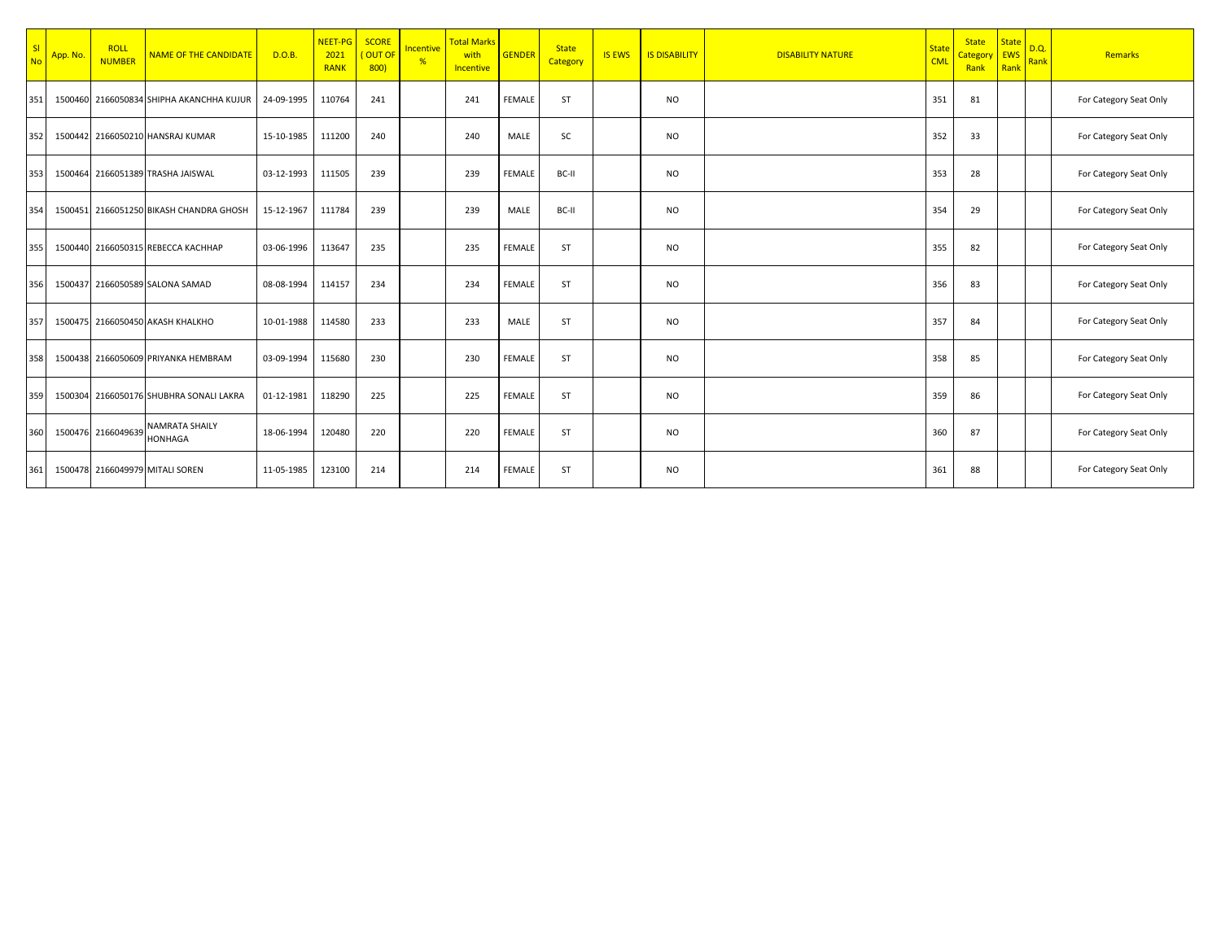| Sl No | App. No. | ROLL NUMBER | NAME OF THE CANDIDATE | D.O.B. | NEET-PG 2021 RANK | SCORE ( OUT OF 800) | Incentive % | Total Marks with Incentive | GENDER | State Category | IS EWS | IS DISABILITY | DISABILITY NATURE | State CML | State Category Rank | State EWS Rank | D.Q. Rank | Remarks |
|---|---|---|---|---|---|---|---|---|---|---|---|---|---|---|---|---|---|---|
| 351 | 1500460 | 2166050834 | SHIPHA AKANCHHA KUJUR | 24-09-1995 | 110764 | 241 | | 241 | FEMALE | ST | | NO | | 351 | 81 | | | For Category Seat Only |
| 352 | 1500442 | 2166050210 | HANSRAJ KUMAR | 15-10-1985 | 111200 | 240 | | 240 | MALE | SC | | NO | | 352 | 33 | | | For Category Seat Only |
| 353 | 1500464 | 2166051389 | TRASHA JAISWAL | 03-12-1993 | 111505 | 239 | | 239 | FEMALE | BC-II | | NO | | 353 | 28 | | | For Category Seat Only |
| 354 | 1500451 | 2166051250 | BIKASH CHANDRA GHOSH | 15-12-1967 | 111784 | 239 | | 239 | MALE | BC-II | | NO | | 354 | 29 | | | For Category Seat Only |
| 355 | 1500440 | 2166050315 | REBECCA KACHHAP | 03-06-1996 | 113647 | 235 | | 235 | FEMALE | ST | | NO | | 355 | 82 | | | For Category Seat Only |
| 356 | 1500437 | 2166050589 | SALONA SAMAD | 08-08-1994 | 114157 | 234 | | 234 | FEMALE | ST | | NO | | 356 | 83 | | | For Category Seat Only |
| 357 | 1500475 | 2166050450 | AKASH KHALKHO | 10-01-1988 | 114580 | 233 | | 233 | MALE | ST | | NO | | 357 | 84 | | | For Category Seat Only |
| 358 | 1500438 | 2166050609 | PRIYANKA HEMBRAM | 03-09-1994 | 115680 | 230 | | 230 | FEMALE | ST | | NO | | 358 | 85 | | | For Category Seat Only |
| 359 | 1500304 | 2166050176 | SHUBHRA SONALI LAKRA | 01-12-1981 | 118290 | 225 | | 225 | FEMALE | ST | | NO | | 359 | 86 | | | For Category Seat Only |
| 360 | 1500476 | 2166049639 | NAMRATA SHAILY HONHAGA | 18-06-1994 | 120480 | 220 | | 220 | FEMALE | ST | | NO | | 360 | 87 | | | For Category Seat Only |
| 361 | 1500478 | 2166049979 | MITALI SOREN | 11-05-1985 | 123100 | 214 | | 214 | FEMALE | ST | | NO | | 361 | 88 | | | For Category Seat Only |